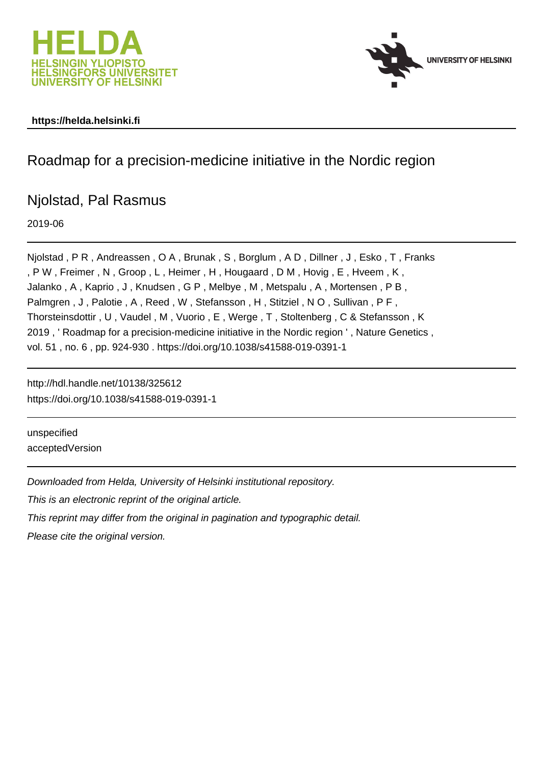HELDA
HELSINGIN YLIOPISTO
HELSINGFORS UNIVERSITET
UNIVERSITY OF HELSINKI

UNIVERSITY OF HELSINKI

**https://helda.helsinki.fi**

---

# Roadmap for a precision-medicine initiative in the Nordic region

## Njolstad, Pal Rasmus

2019-06

---

Njolstad , P R , Andreassen , O A , Brunak , S , Borglum , A D , Dillner , J , Esko , T , Franks , P W , Freimer , N , Groop , L , Heimer , H , Hougaard , D M , Hovig , E , Hveem , K , Jalanko , A , Kaprio , J , Knudsen , G P , Melbye , M , Metspalu , A , Mortensen , P B , Palmgren , J , Palotie , A , Reed , W , Stefansson , H , Stitziel , N O , Sullivan , P F , Thorsteinsdottir , U , Vaudel , M , Vuorio , E , Werge , T , Stoltenberg , C & Stefansson , K 2019 , ' Roadmap for a precision-medicine initiative in the Nordic region ' , Nature Genetics , vol. 51 , no. 6 , pp. 924-930 . https://doi.org/10.1038/s41588-019-0391-1

---

http://hdl.handle.net/10138/325612
https://doi.org/10.1038/s41588-019-0391-1

---

unspecified
acceptedVersion

---

*Downloaded from Helda, University of Helsinki institutional repository.*

*This is an electronic reprint of the original article.*

*This reprint may differ from the original in pagination and typographic detail.*

*Please cite the original version.*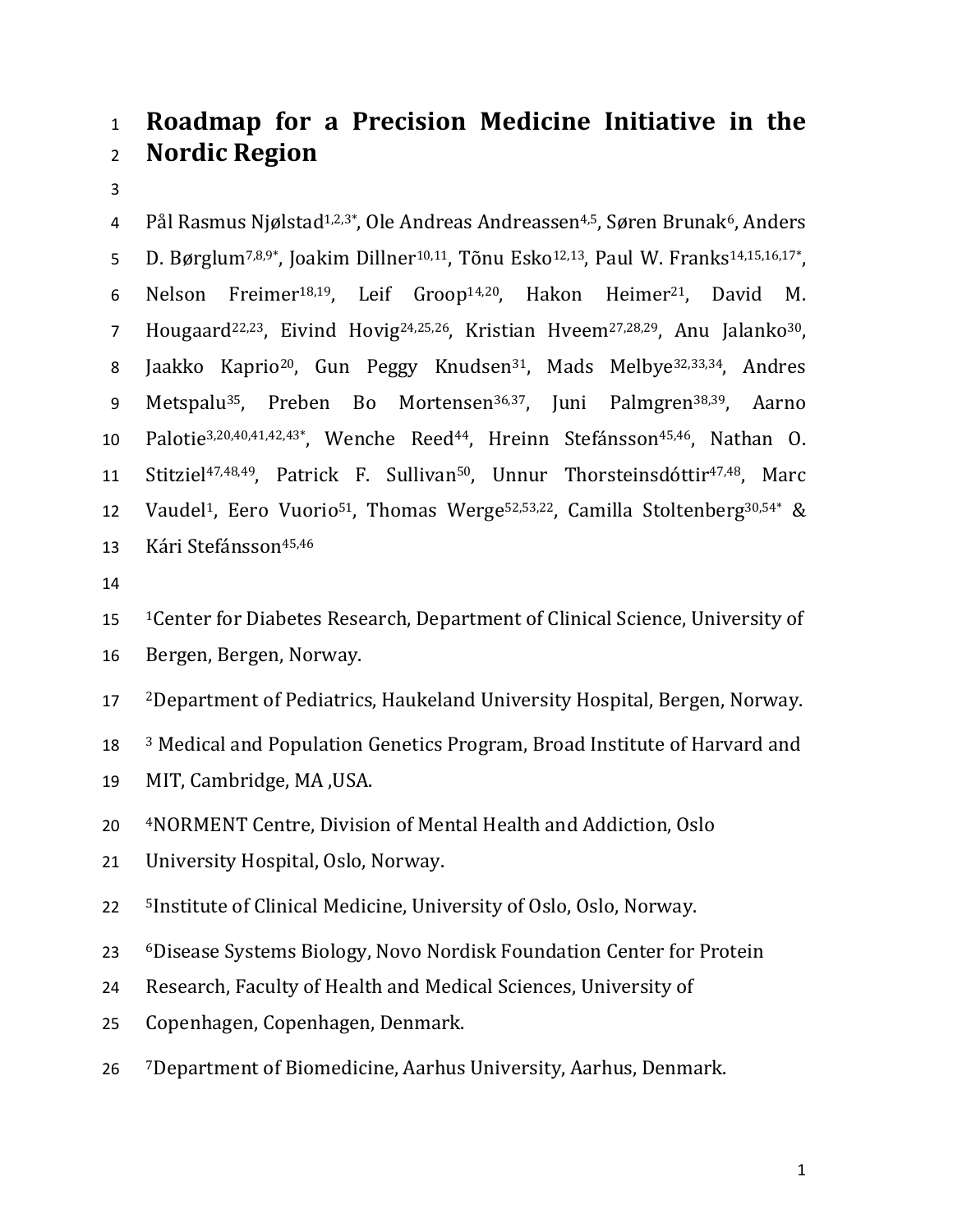# Roadmap for a Precision Medicine Initiative in the Nordic Region

Pål Rasmus Njølstad[1,2,3*], Ole Andreas Andreassen[4,5], Søren Brunak[6], Anders D. Børglum[7,8,9*], Joakim Dillner[10,11], Tõnu Esko[12,13], Paul W. Franks[14,15,16,17*], Nelson Freimer[18,19], Leif Groop[14,20], Hakon Heimer[21], David M. Hougaard[22,23], Eivind Hovig[24,25,26], Kristian Hveem[27,28,29], Anu Jalanko[30], Jaakko Kaprio[20], Gun Peggy Knudsen[31], Mads Melbye[32,33,34], Andres Metspalu[35], Preben Bo Mortensen[36,37], Juni Palmgren[38,39], Aarno Palotie[3,20,40,41,42,43*], Wenche Reed[44], Hreinn Stefánsson[45,46], Nathan O. Stitziel[47,48,49], Patrick F. Sullivan[50], Unnur Thorsteinsdóttir[47,48], Marc Vaudel[1], Eero Vuorio[51], Thomas Werge[52,53,22], Camilla Stoltenberg[30,54*] & Kári Stefánsson[45,46]

[1]Center for Diabetes Research, Department of Clinical Science, University of Bergen, Bergen, Norway.

[2]Department of Pediatrics, Haukeland University Hospital, Bergen, Norway.

[3] Medical and Population Genetics Program, Broad Institute of Harvard and MIT, Cambridge, MA ,USA.

[4]NORMENT Centre, Division of Mental Health and Addiction, Oslo University Hospital, Oslo, Norway.

[5]Institute of Clinical Medicine, University of Oslo, Oslo, Norway.

[6]Disease Systems Biology, Novo Nordisk Foundation Center for Protein Research, Faculty of Health and Medical Sciences, University of Copenhagen, Copenhagen, Denmark.

[7]Department of Biomedicine, Aarhus University, Aarhus, Denmark.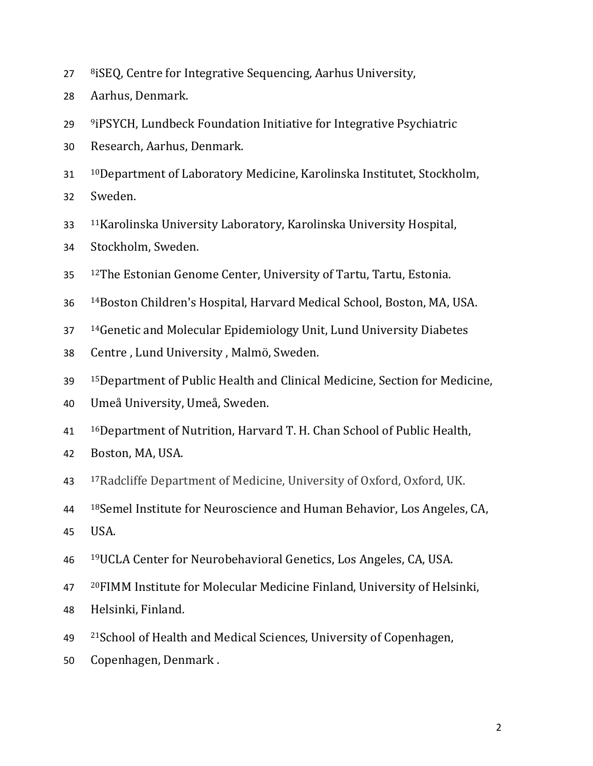[8]iSEQ, Centre for Integrative Sequencing, Aarhus University, Aarhus, Denmark.

[9]iPSYCH, Lundbeck Foundation Initiative for Integrative Psychiatric Research, Aarhus, Denmark.

[10]Department of Laboratory Medicine, Karolinska Institutet, Stockholm, Sweden.

[11]Karolinska University Laboratory, Karolinska University Hospital, Stockholm, Sweden.

[12]The Estonian Genome Center, University of Tartu, Tartu, Estonia.

[14]Boston Children's Hospital, Harvard Medical School, Boston, MA, USA.

[14]Genetic and Molecular Epidemiology Unit, Lund University Diabetes Centre , Lund University , Malmö, Sweden.

[15]Department of Public Health and Clinical Medicine, Section for Medicine, Umeå University, Umeå, Sweden.

[16]Department of Nutrition, Harvard T. H. Chan School of Public Health, Boston, MA, USA.

[17]Radcliffe Department of Medicine, University of Oxford, Oxford, UK.

[18]Semel Institute for Neuroscience and Human Behavior, Los Angeles, CA, USA.

[19]UCLA Center for Neurobehavioral Genetics, Los Angeles, CA, USA.

[20]FIMM Institute for Molecular Medicine Finland, University of Helsinki, Helsinki, Finland.

[21]School of Health and Medical Sciences, University of Copenhagen, Copenhagen, Denmark .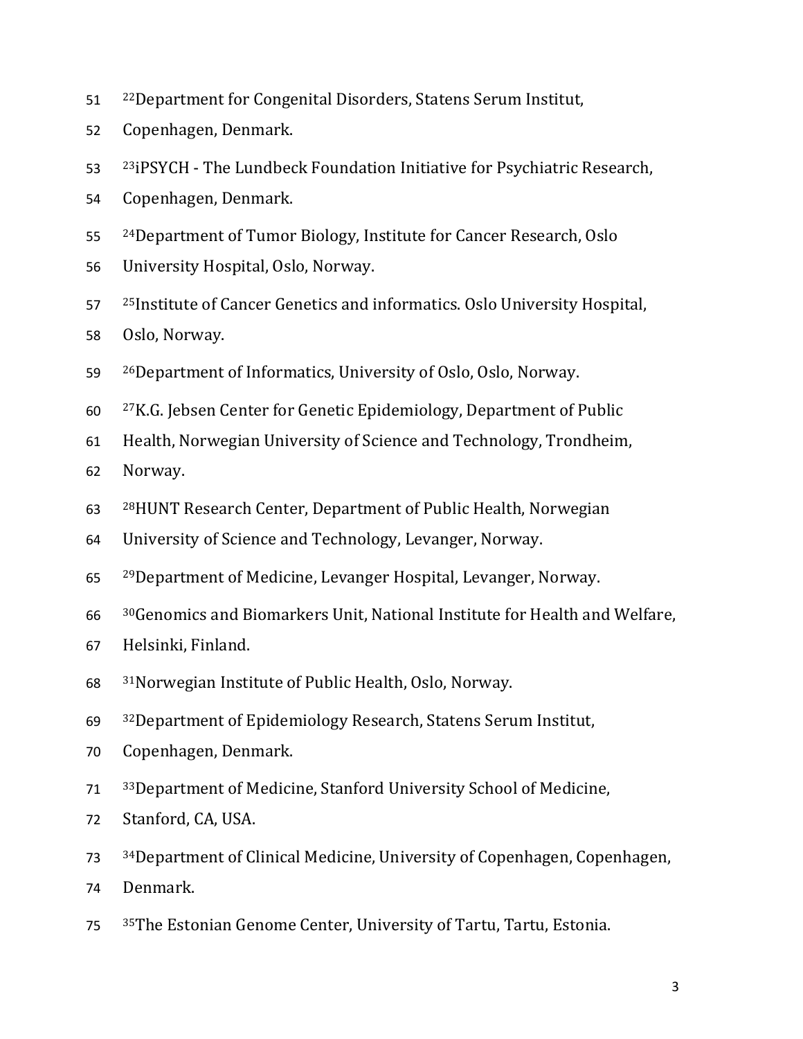[22]Department for Congenital Disorders, Statens Serum Institut, Copenhagen, Denmark.

[23]iPSYCH - The Lundbeck Foundation Initiative for Psychiatric Research, Copenhagen, Denmark.

[24]Department of Tumor Biology, Institute for Cancer Research, Oslo University Hospital, Oslo, Norway.

[25]Institute of Cancer Genetics and informatics. Oslo University Hospital, Oslo, Norway.

[26]Department of Informatics, University of Oslo, Oslo, Norway.

[27]K.G. Jebsen Center for Genetic Epidemiology, Department of Public Health, Norwegian University of Science and Technology, Trondheim, Norway.

[28]HUNT Research Center, Department of Public Health, Norwegian University of Science and Technology, Levanger, Norway.

[29]Department of Medicine, Levanger Hospital, Levanger, Norway.

[30]Genomics and Biomarkers Unit, National Institute for Health and Welfare, Helsinki, Finland.

[31]Norwegian Institute of Public Health, Oslo, Norway.

[32]Department of Epidemiology Research, Statens Serum Institut, Copenhagen, Denmark.

[33]Department of Medicine, Stanford University School of Medicine, Stanford, CA, USA.

[34]Department of Clinical Medicine, University of Copenhagen, Copenhagen, Denmark.

[35]The Estonian Genome Center, University of Tartu, Tartu, Estonia.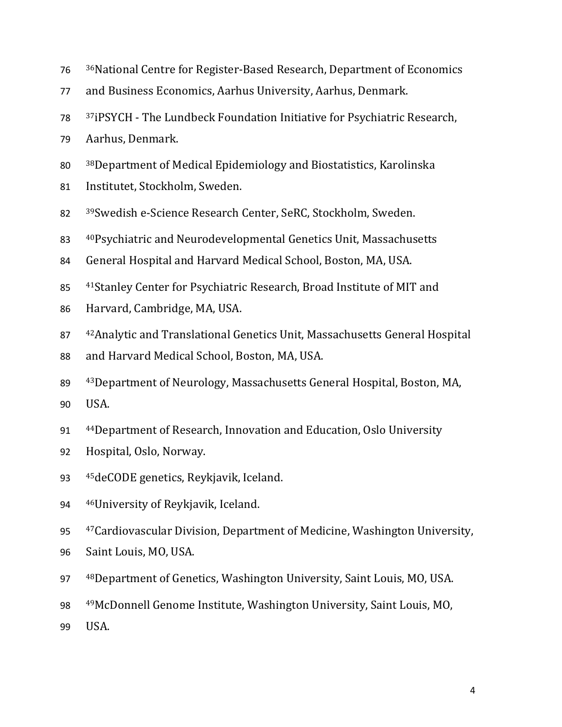[36]National Centre for Register-Based Research, Department of Economics and Business Economics, Aarhus University, Aarhus, Denmark.

[37]iPSYCH - The Lundbeck Foundation Initiative for Psychiatric Research, Aarhus, Denmark.

[38]Department of Medical Epidemiology and Biostatistics, Karolinska Institutet, Stockholm, Sweden.

[39]Swedish e-Science Research Center, SeRC, Stockholm, Sweden.

[40]Psychiatric and Neurodevelopmental Genetics Unit, Massachusetts General Hospital and Harvard Medical School, Boston, MA, USA.

[41]Stanley Center for Psychiatric Research, Broad Institute of MIT and Harvard, Cambridge, MA, USA.

[42]Analytic and Translational Genetics Unit, Massachusetts General Hospital and Harvard Medical School, Boston, MA, USA.

[43]Department of Neurology, Massachusetts General Hospital, Boston, MA, USA.

[44]Department of Research, Innovation and Education, Oslo University Hospital, Oslo, Norway.

[45]deCODE genetics, Reykjavik, Iceland.

[46]University of Reykjavik, Iceland.

[47]Cardiovascular Division, Department of Medicine, Washington University, Saint Louis, MO, USA.

[48]Department of Genetics, Washington University, Saint Louis, MO, USA.

[49]McDonnell Genome Institute, Washington University, Saint Louis, MO, USA.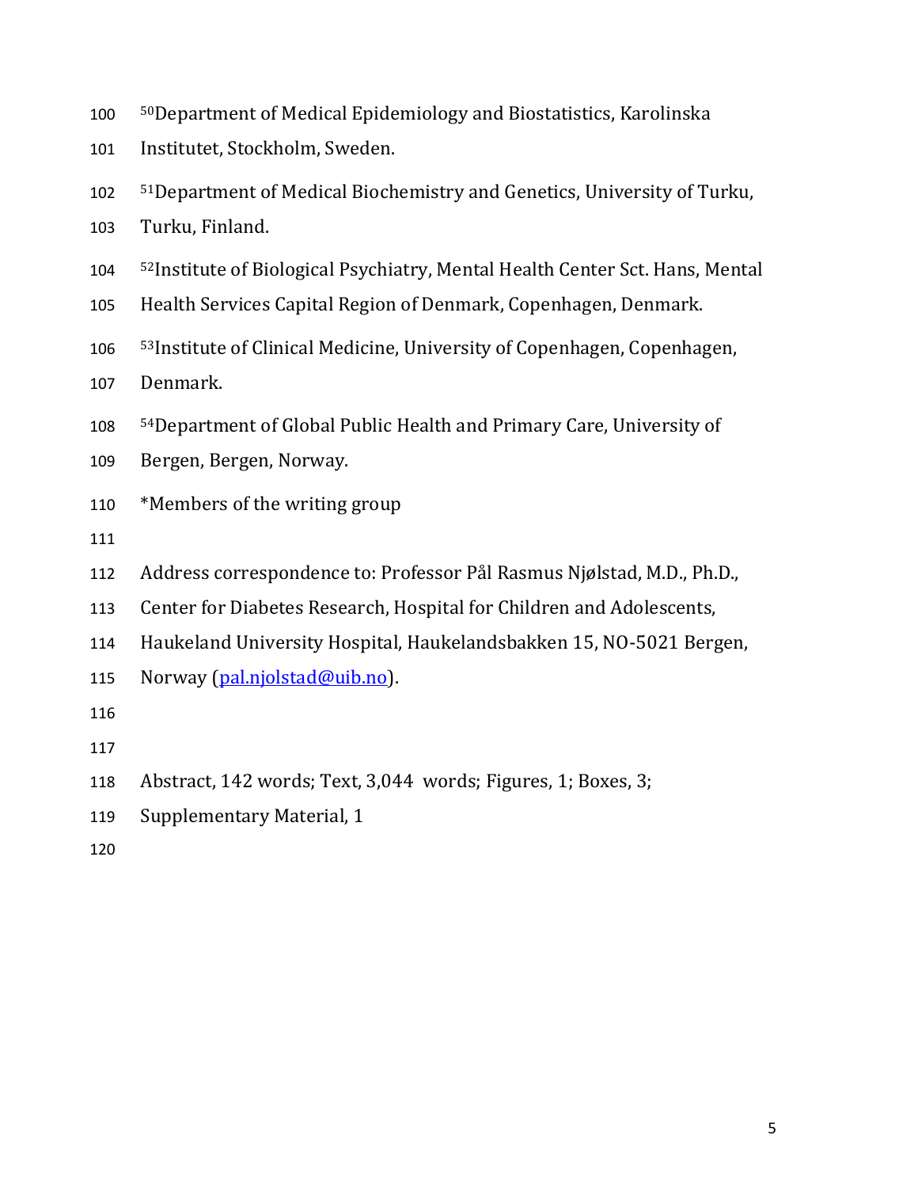[50]Department of Medical Epidemiology and Biostatistics, Karolinska Institutet, Stockholm, Sweden.

[51]Department of Medical Biochemistry and Genetics, University of Turku, Turku, Finland.

[52]Institute of Biological Psychiatry, Mental Health Center Sct. Hans, Mental Health Services Capital Region of Denmark, Copenhagen, Denmark.

[53]Institute of Clinical Medicine, University of Copenhagen, Copenhagen, Denmark.

[54]Department of Global Public Health and Primary Care, University of Bergen, Bergen, Norway.

*Members of the writing group

Address correspondence to: Professor Pål Rasmus Njølstad, M.D., Ph.D., Center for Diabetes Research, Hospital for Children and Adolescents, Haukeland University Hospital, Haukelandsbakken 15, NO-5021 Bergen, Norway (pal.njolstad@uib.no).

Abstract, 142 words; Text, 3,044 words; Figures, 1; Boxes, 3; Supplementary Material, 1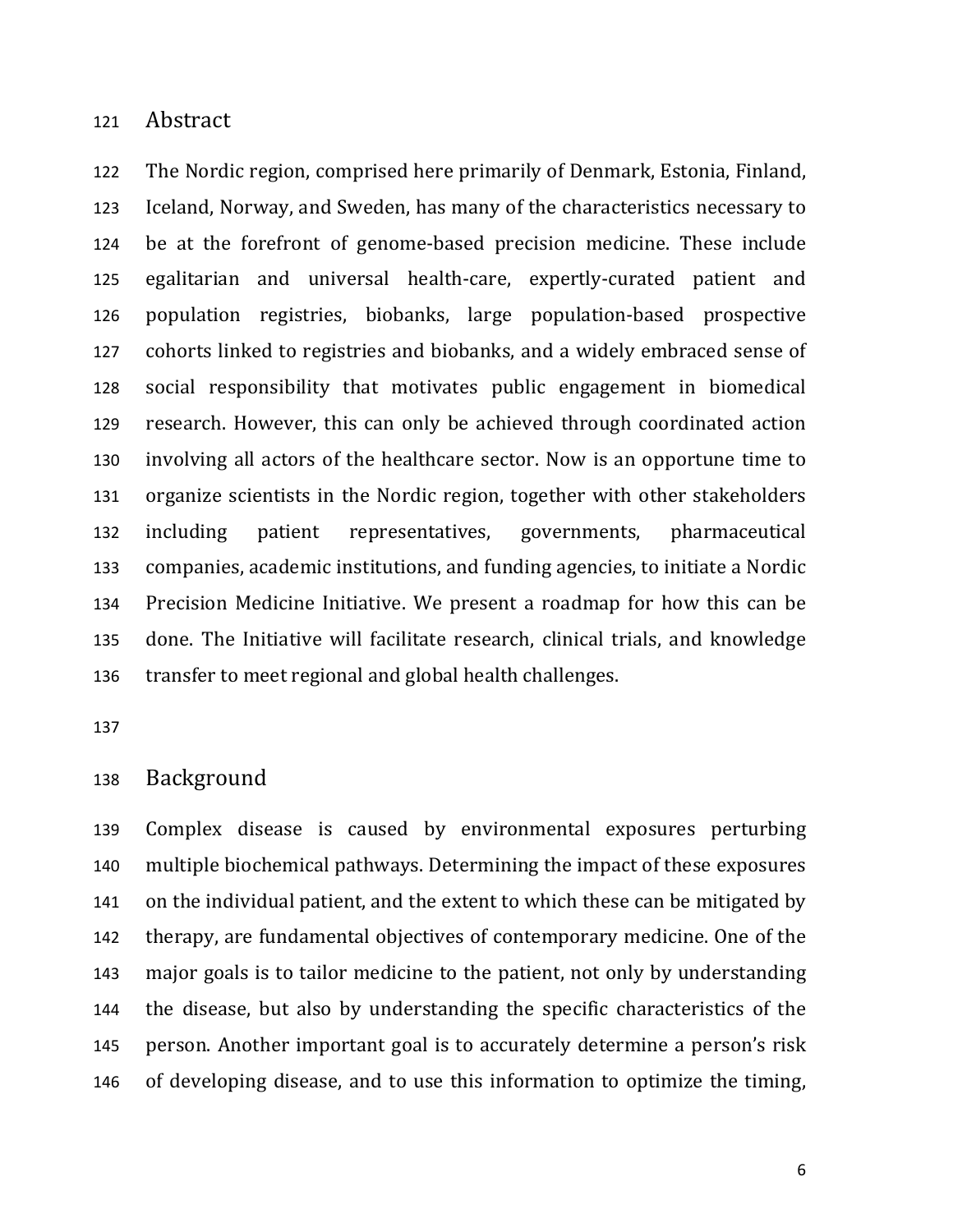## Abstract

The Nordic region, comprised here primarily of Denmark, Estonia, Finland, Iceland, Norway, and Sweden, has many of the characteristics necessary to be at the forefront of genome-based precision medicine. These include egalitarian and universal health-care, expertly-curated patient and population registries, biobanks, large population-based prospective cohorts linked to registries and biobanks, and a widely embraced sense of social responsibility that motivates public engagement in biomedical research. However, this can only be achieved through coordinated action involving all actors of the healthcare sector. Now is an opportune time to organize scientists in the Nordic region, together with other stakeholders including patient representatives, governments, pharmaceutical companies, academic institutions, and funding agencies, to initiate a Nordic Precision Medicine Initiative. We present a roadmap for how this can be done. The Initiative will facilitate research, clinical trials, and knowledge transfer to meet regional and global health challenges.

## Background

Complex disease is caused by environmental exposures perturbing multiple biochemical pathways. Determining the impact of these exposures on the individual patient, and the extent to which these can be mitigated by therapy, are fundamental objectives of contemporary medicine. One of the major goals is to tailor medicine to the patient, not only by understanding the disease, but also by understanding the specific characteristics of the person. Another important goal is to accurately determine a person's risk of developing disease, and to use this information to optimize the timing,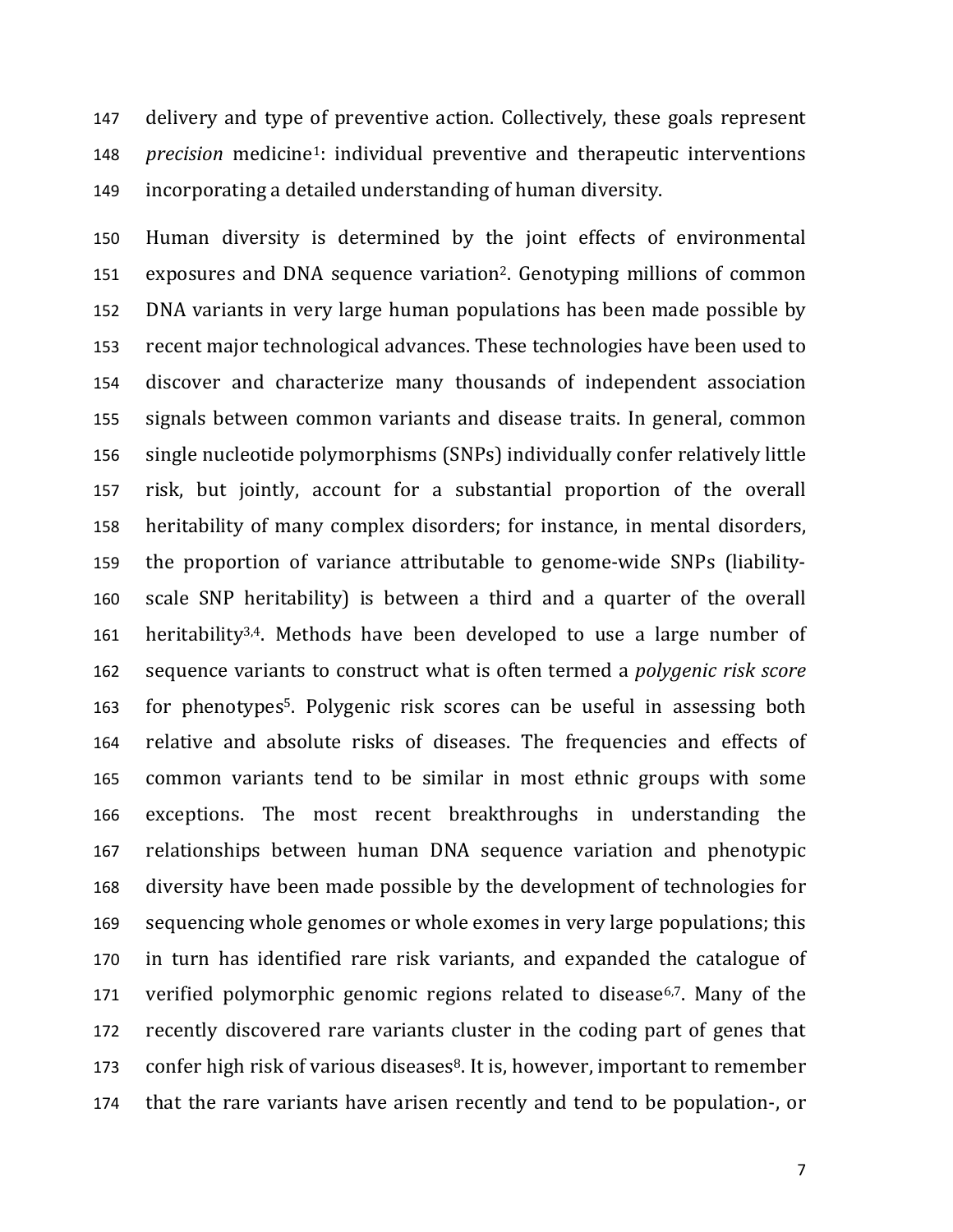delivery and type of preventive action. Collectively, these goals represent *precision* medicine[1]: individual preventive and therapeutic interventions incorporating a detailed understanding of human diversity.

Human diversity is determined by the joint effects of environmental exposures and DNA sequence variation[2]. Genotyping millions of common DNA variants in very large human populations has been made possible by recent major technological advances. These technologies have been used to discover and characterize many thousands of independent association signals between common variants and disease traits. In general, common single nucleotide polymorphisms (SNPs) individually confer relatively little risk, but jointly, account for a substantial proportion of the overall heritability of many complex disorders; for instance, in mental disorders, the proportion of variance attributable to genome-wide SNPs (liability-scale SNP heritability) is between a third and a quarter of the overall heritability[3,4]. Methods have been developed to use a large number of sequence variants to construct what is often termed a *polygenic risk score* for phenotypes[5]. Polygenic risk scores can be useful in assessing both relative and absolute risks of diseases. The frequencies and effects of common variants tend to be similar in most ethnic groups with some exceptions. The most recent breakthroughs in understanding the relationships between human DNA sequence variation and phenotypic diversity have been made possible by the development of technologies for sequencing whole genomes or whole exomes in very large populations; this in turn has identified rare risk variants, and expanded the catalogue of verified polymorphic genomic regions related to disease[6,7]. Many of the recently discovered rare variants cluster in the coding part of genes that confer high risk of various diseases[8]. It is, however, important to remember that the rare variants have arisen recently and tend to be population-, or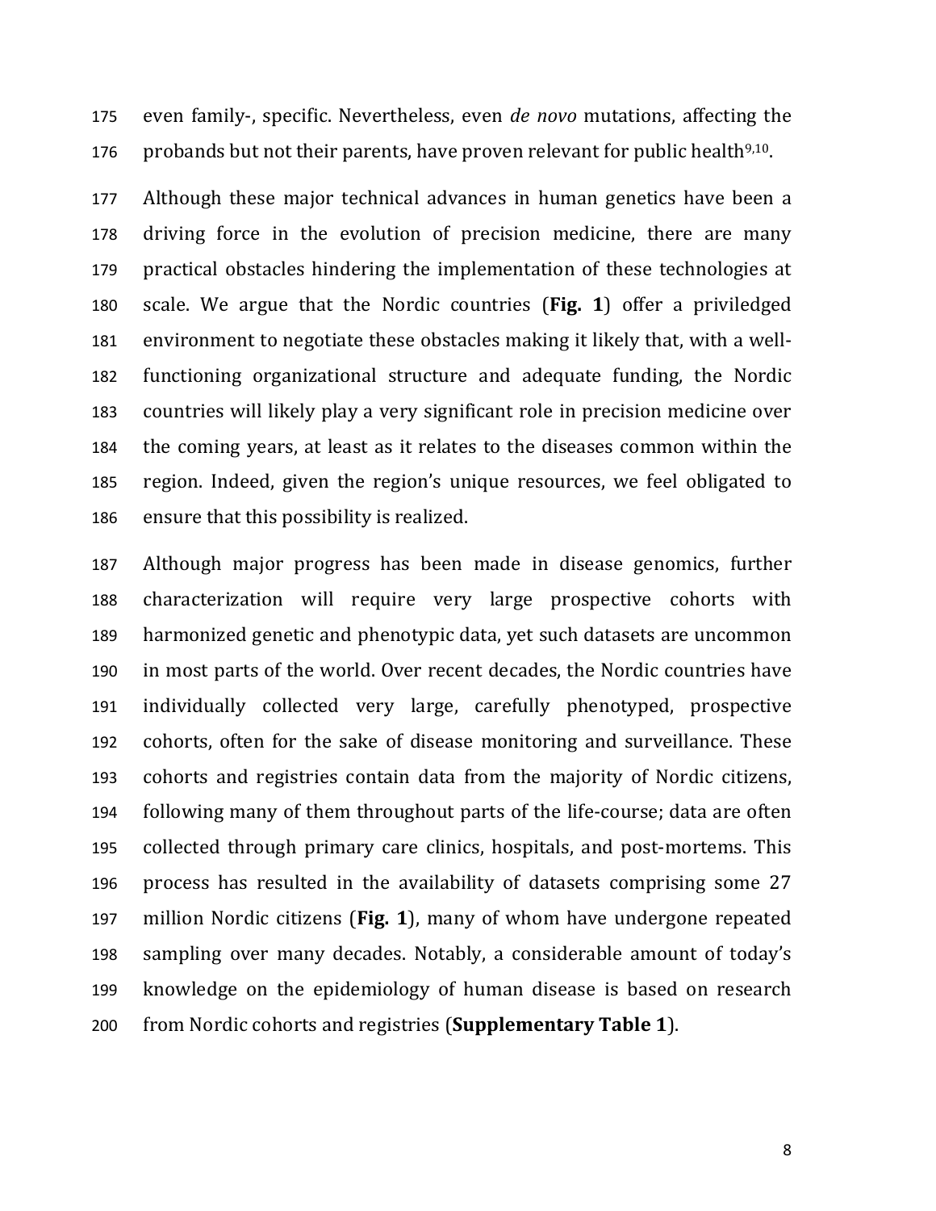even family-, specific. Nevertheless, even *de novo* mutations, affecting the probands but not their parents, have proven relevant for public health[9,10].

Although these major technical advances in human genetics have been a driving force in the evolution of precision medicine, there are many practical obstacles hindering the implementation of these technologies at scale. We argue that the Nordic countries (**Fig. 1**) offer a priviledged environment to negotiate these obstacles making it likely that, with a well-functioning organizational structure and adequate funding, the Nordic countries will likely play a very significant role in precision medicine over the coming years, at least as it relates to the diseases common within the region. Indeed, given the region's unique resources, we feel obligated to ensure that this possibility is realized.

Although major progress has been made in disease genomics, further characterization will require very large prospective cohorts with harmonized genetic and phenotypic data, yet such datasets are uncommon in most parts of the world. Over recent decades, the Nordic countries have individually collected very large, carefully phenotyped, prospective cohorts, often for the sake of disease monitoring and surveillance. These cohorts and registries contain data from the majority of Nordic citizens, following many of them throughout parts of the life-course; data are often collected through primary care clinics, hospitals, and post-mortems. This process has resulted in the availability of datasets comprising some 27 million Nordic citizens (**Fig. 1**), many of whom have undergone repeated sampling over many decades. Notably, a considerable amount of today's knowledge on the epidemiology of human disease is based on research from Nordic cohorts and registries (**Supplementary Table 1**).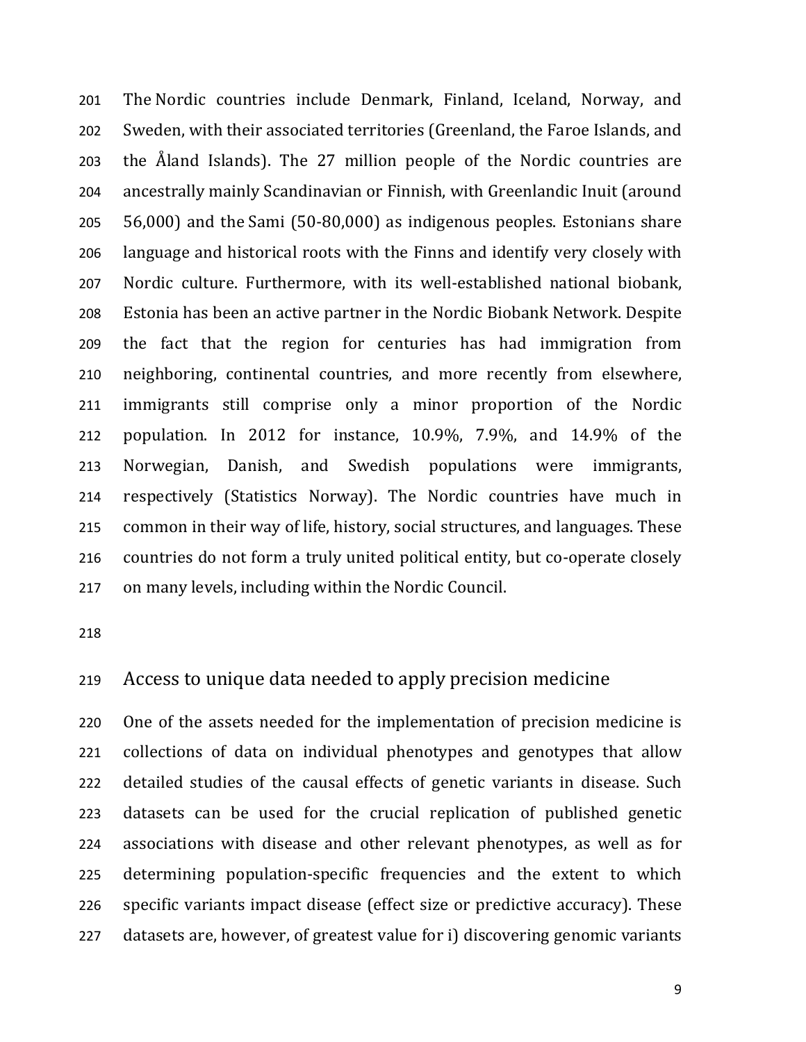The Nordic countries include Denmark, Finland, Iceland, Norway, and Sweden, with their associated territories (Greenland, the Faroe Islands, and the Åland Islands). The 27 million people of the Nordic countries are ancestrally mainly Scandinavian or Finnish, with Greenlandic Inuit (around 56,000) and the Sami (50-80,000) as indigenous peoples. Estonians share language and historical roots with the Finns and identify very closely with Nordic culture. Furthermore, with its well-established national biobank, Estonia has been an active partner in the Nordic Biobank Network. Despite the fact that the region for centuries has had immigration from neighboring, continental countries, and more recently from elsewhere, immigrants still comprise only a minor proportion of the Nordic population. In 2012 for instance, 10.9%, 7.9%, and 14.9% of the Norwegian, Danish, and Swedish populations were immigrants, respectively (Statistics Norway). The Nordic countries have much in common in their way of life, history, social structures, and languages. These countries do not form a truly united political entity, but co-operate closely on many levels, including within the Nordic Council.

## Access to unique data needed to apply precision medicine

One of the assets needed for the implementation of precision medicine is collections of data on individual phenotypes and genotypes that allow detailed studies of the causal effects of genetic variants in disease. Such datasets can be used for the crucial replication of published genetic associations with disease and other relevant phenotypes, as well as for determining population-specific frequencies and the extent to which specific variants impact disease (effect size or predictive accuracy). These datasets are, however, of greatest value for i) discovering genomic variants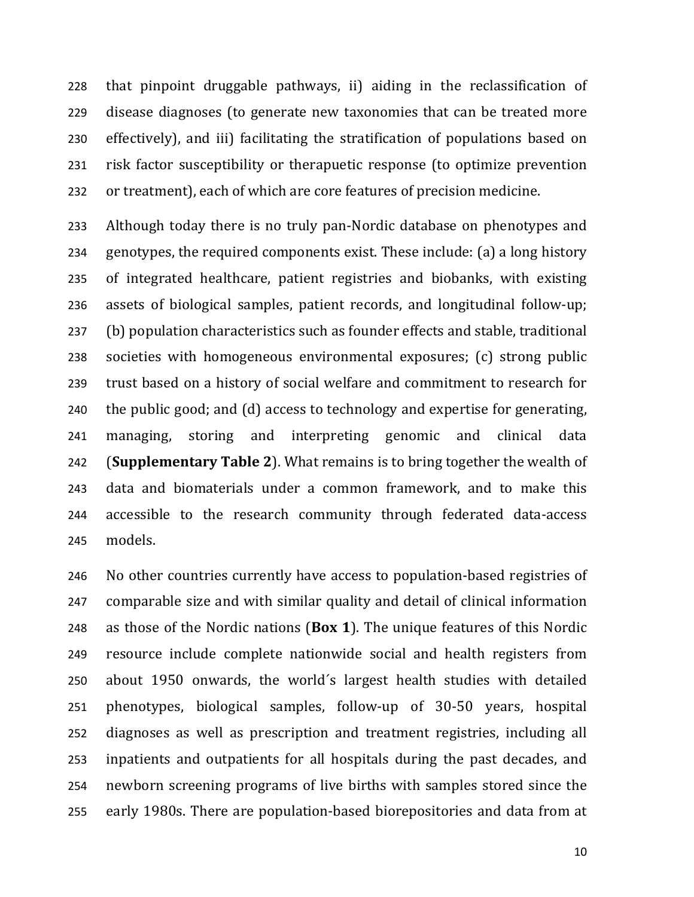that pinpoint druggable pathways, ii) aiding in the reclassification of disease diagnoses (to generate new taxonomies that can be treated more effectively), and iii) facilitating the stratification of populations based on risk factor susceptibility or therapuetic response (to optimize prevention or treatment), each of which are core features of precision medicine.

Although today there is no truly pan-Nordic database on phenotypes and genotypes, the required components exist. These include: (a) a long history of integrated healthcare, patient registries and biobanks, with existing assets of biological samples, patient records, and longitudinal follow-up; (b) population characteristics such as founder effects and stable, traditional societies with homogeneous environmental exposures; (c) strong public trust based on a history of social welfare and commitment to research for the public good; and (d) access to technology and expertise for generating, managing, storing and interpreting genomic and clinical data (**Supplementary Table 2**). What remains is to bring together the wealth of data and biomaterials under a common framework, and to make this accessible to the research community through federated data-access models.

No other countries currently have access to population-based registries of comparable size and with similar quality and detail of clinical information as those of the Nordic nations (**Box 1**). The unique features of this Nordic resource include complete nationwide social and health registers from about 1950 onwards, the world´s largest health studies with detailed phenotypes, biological samples, follow-up of 30-50 years, hospital diagnoses as well as prescription and treatment registries, including all inpatients and outpatients for all hospitals during the past decades, and newborn screening programs of live births with samples stored since the early 1980s. There are population-based biorepositories and data from at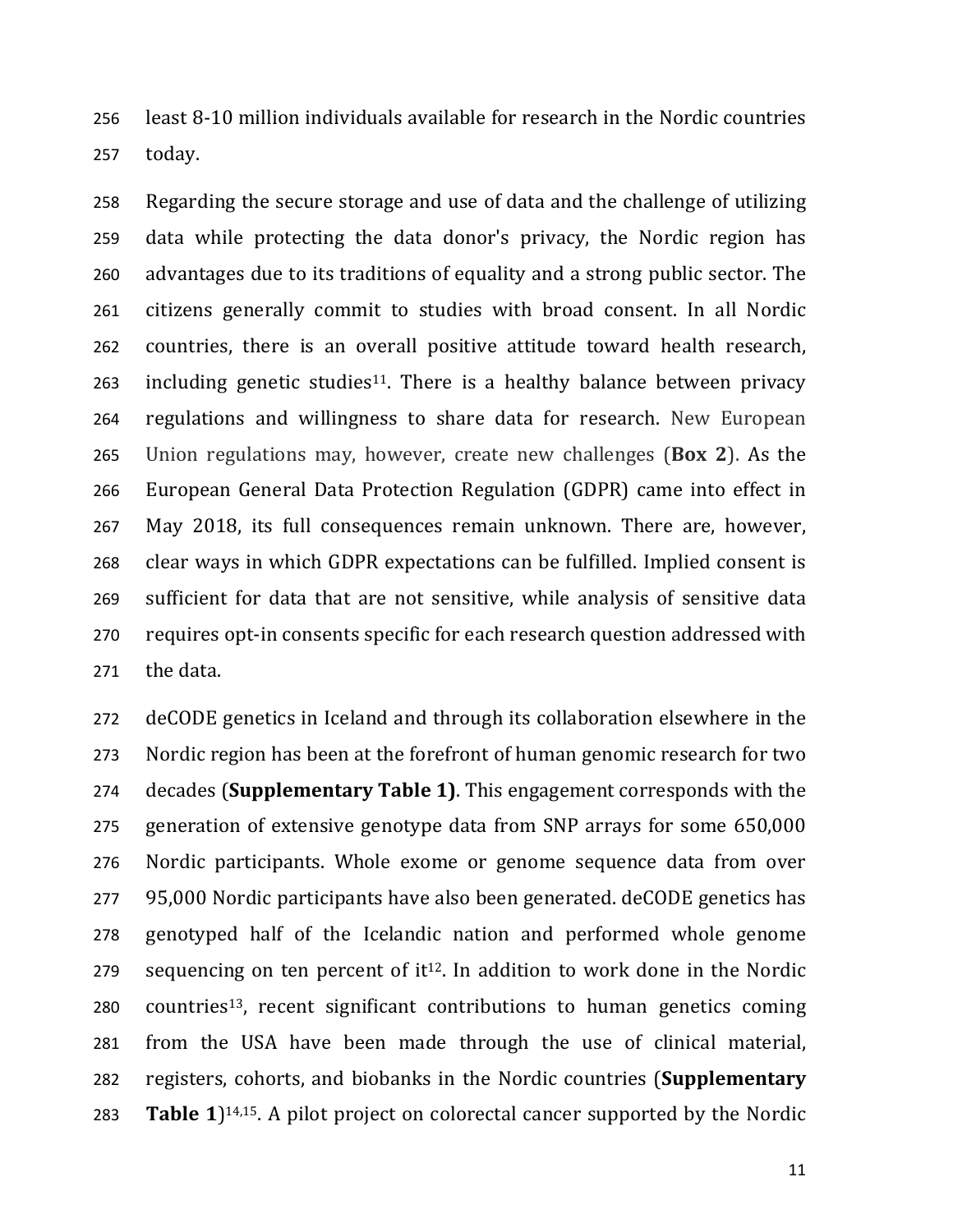least 8-10 million individuals available for research in the Nordic countries today.

Regarding the secure storage and use of data and the challenge of utilizing data while protecting the data donor's privacy, the Nordic region has advantages due to its traditions of equality and a strong public sector. The citizens generally commit to studies with broad consent. In all Nordic countries, there is an overall positive attitude toward health research, including genetic studies[11]. There is a healthy balance between privacy regulations and willingness to share data for research. New European Union regulations may, however, create new challenges (**Box 2**). As the European General Data Protection Regulation (GDPR) came into effect in May 2018, its full consequences remain unknown. There are, however, clear ways in which GDPR expectations can be fulfilled. Implied consent is sufficient for data that are not sensitive, while analysis of sensitive data requires opt-in consents specific for each research question addressed with the data.

deCODE genetics in Iceland and through its collaboration elsewhere in the Nordic region has been at the forefront of human genomic research for two decades (**Supplementary Table 1)**. This engagement corresponds with the generation of extensive genotype data from SNP arrays for some 650,000 Nordic participants. Whole exome or genome sequence data from over 95,000 Nordic participants have also been generated. deCODE genetics has genotyped half of the Icelandic nation and performed whole genome sequencing on ten percent of it[12]. In addition to work done in the Nordic countries[13], recent significant contributions to human genetics coming from the USA have been made through the use of clinical material, registers, cohorts, and biobanks in the Nordic countries (**Supplementary Table 1**)[14,15]. A pilot project on colorectal cancer supported by the Nordic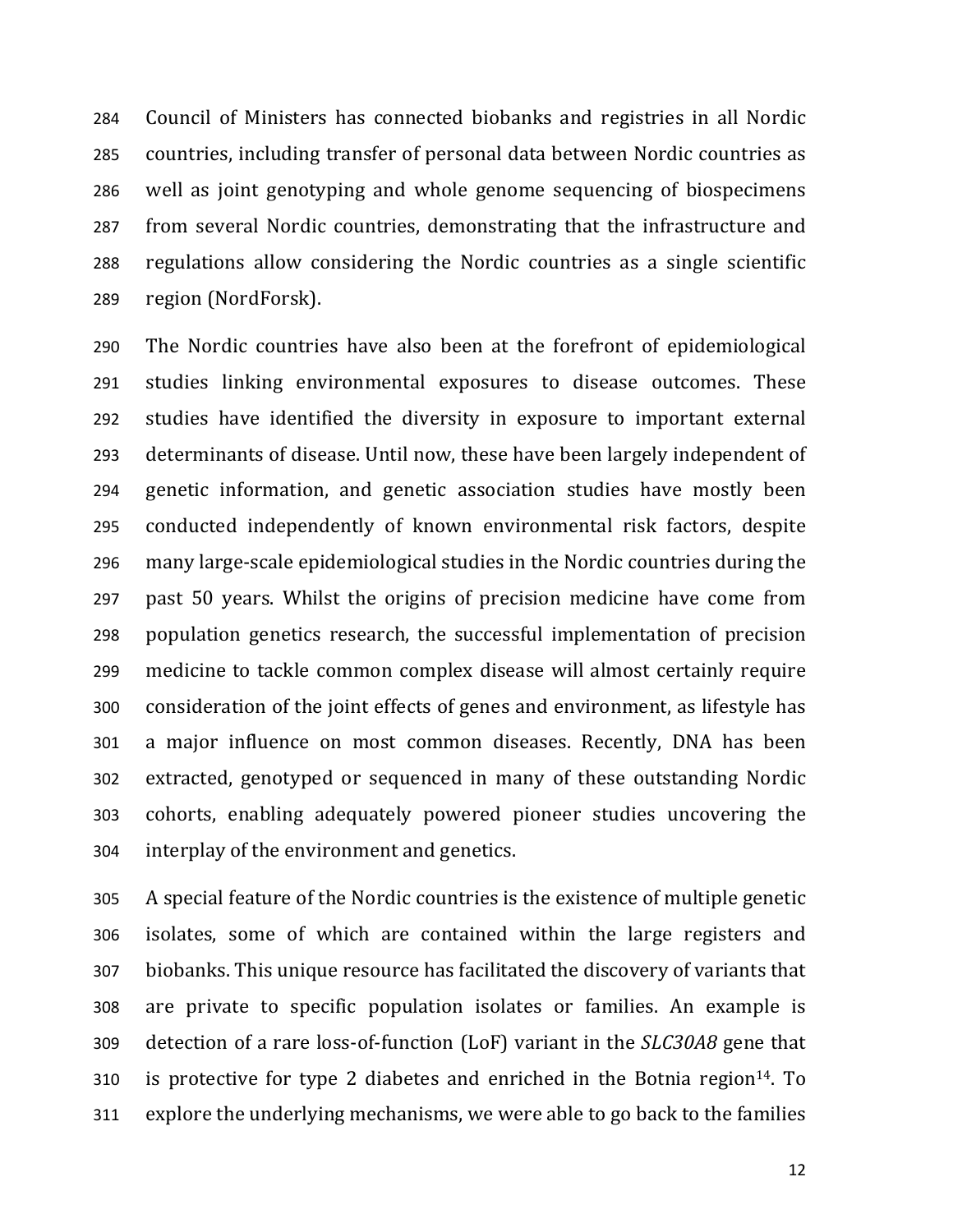Council of Ministers has connected biobanks and registries in all Nordic countries, including transfer of personal data between Nordic countries as well as joint genotyping and whole genome sequencing of biospecimens from several Nordic countries, demonstrating that the infrastructure and regulations allow considering the Nordic countries as a single scientific region (NordForsk).

The Nordic countries have also been at the forefront of epidemiological studies linking environmental exposures to disease outcomes. These studies have identified the diversity in exposure to important external determinants of disease. Until now, these have been largely independent of genetic information, and genetic association studies have mostly been conducted independently of known environmental risk factors, despite many large-scale epidemiological studies in the Nordic countries during the past 50 years. Whilst the origins of precision medicine have come from population genetics research, the successful implementation of precision medicine to tackle common complex disease will almost certainly require consideration of the joint effects of genes and environment, as lifestyle has a major influence on most common diseases. Recently, DNA has been extracted, genotyped or sequenced in many of these outstanding Nordic cohorts, enabling adequately powered pioneer studies uncovering the interplay of the environment and genetics.

A special feature of the Nordic countries is the existence of multiple genetic isolates, some of which are contained within the large registers and biobanks. This unique resource has facilitated the discovery of variants that are private to specific population isolates or families. An example is detection of a rare loss-of-function (LoF) variant in the *SLC30A8* gene that is protective for type 2 diabetes and enriched in the Botnia region[14]. To explore the underlying mechanisms, we were able to go back to the families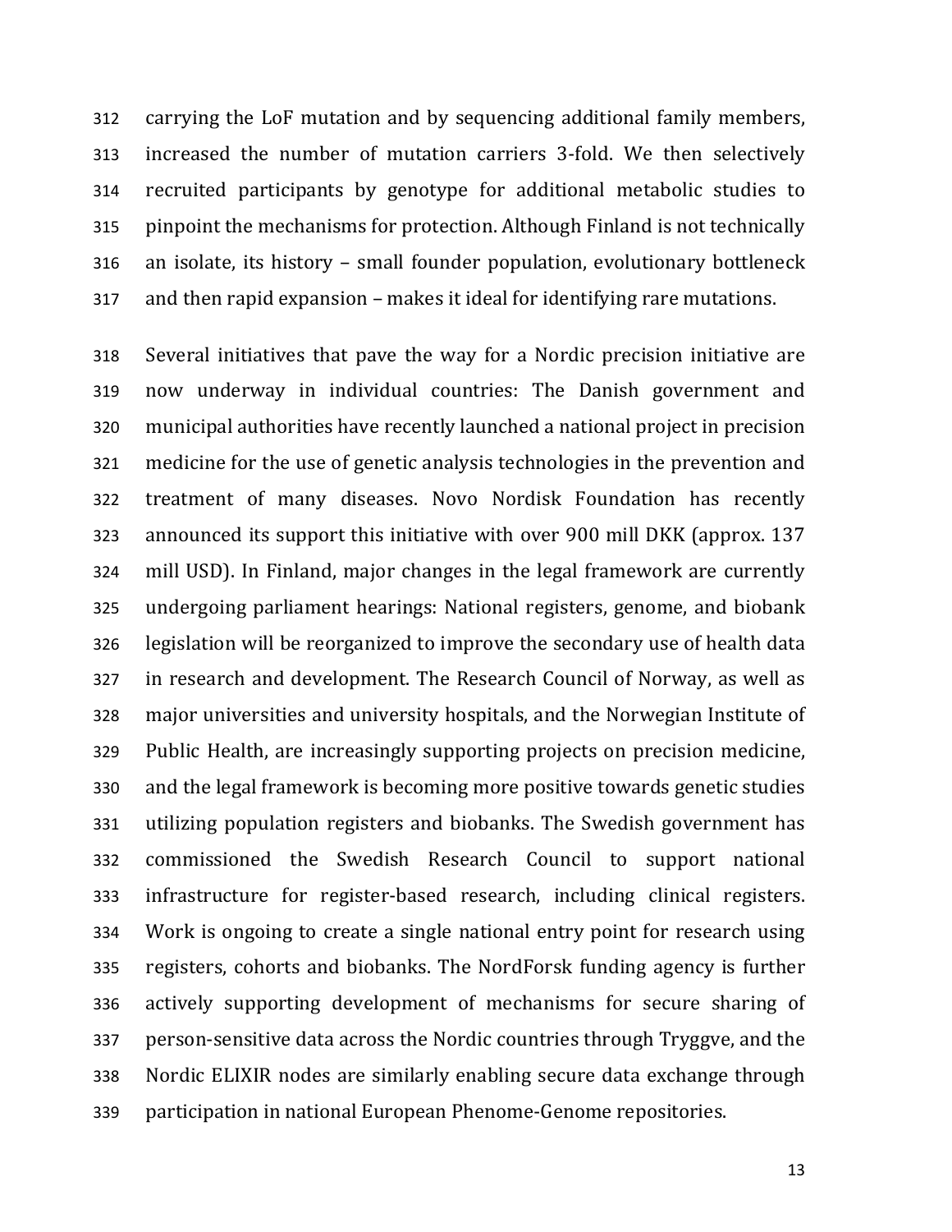carrying the LoF mutation and by sequencing additional family members, increased the number of mutation carriers 3-fold. We then selectively recruited participants by genotype for additional metabolic studies to pinpoint the mechanisms for protection. Although Finland is not technically an isolate, its history – small founder population, evolutionary bottleneck and then rapid expansion – makes it ideal for identifying rare mutations.

Several initiatives that pave the way for a Nordic precision initiative are now underway in individual countries: The Danish government and municipal authorities have recently launched a national project in precision medicine for the use of genetic analysis technologies in the prevention and treatment of many diseases. Novo Nordisk Foundation has recently announced its support this initiative with over 900 mill DKK (approx. 137 mill USD). In Finland, major changes in the legal framework are currently undergoing parliament hearings: National registers, genome, and biobank legislation will be reorganized to improve the secondary use of health data in research and development. The Research Council of Norway, as well as major universities and university hospitals, and the Norwegian Institute of Public Health, are increasingly supporting projects on precision medicine, and the legal framework is becoming more positive towards genetic studies utilizing population registers and biobanks. The Swedish government has commissioned the Swedish Research Council to support national infrastructure for register-based research, including clinical registers. Work is ongoing to create a single national entry point for research using registers, cohorts and biobanks. The NordForsk funding agency is further actively supporting development of mechanisms for secure sharing of person-sensitive data across the Nordic countries through Tryggve, and the Nordic ELIXIR nodes are similarly enabling secure data exchange through participation in national European Phenome-Genome repositories.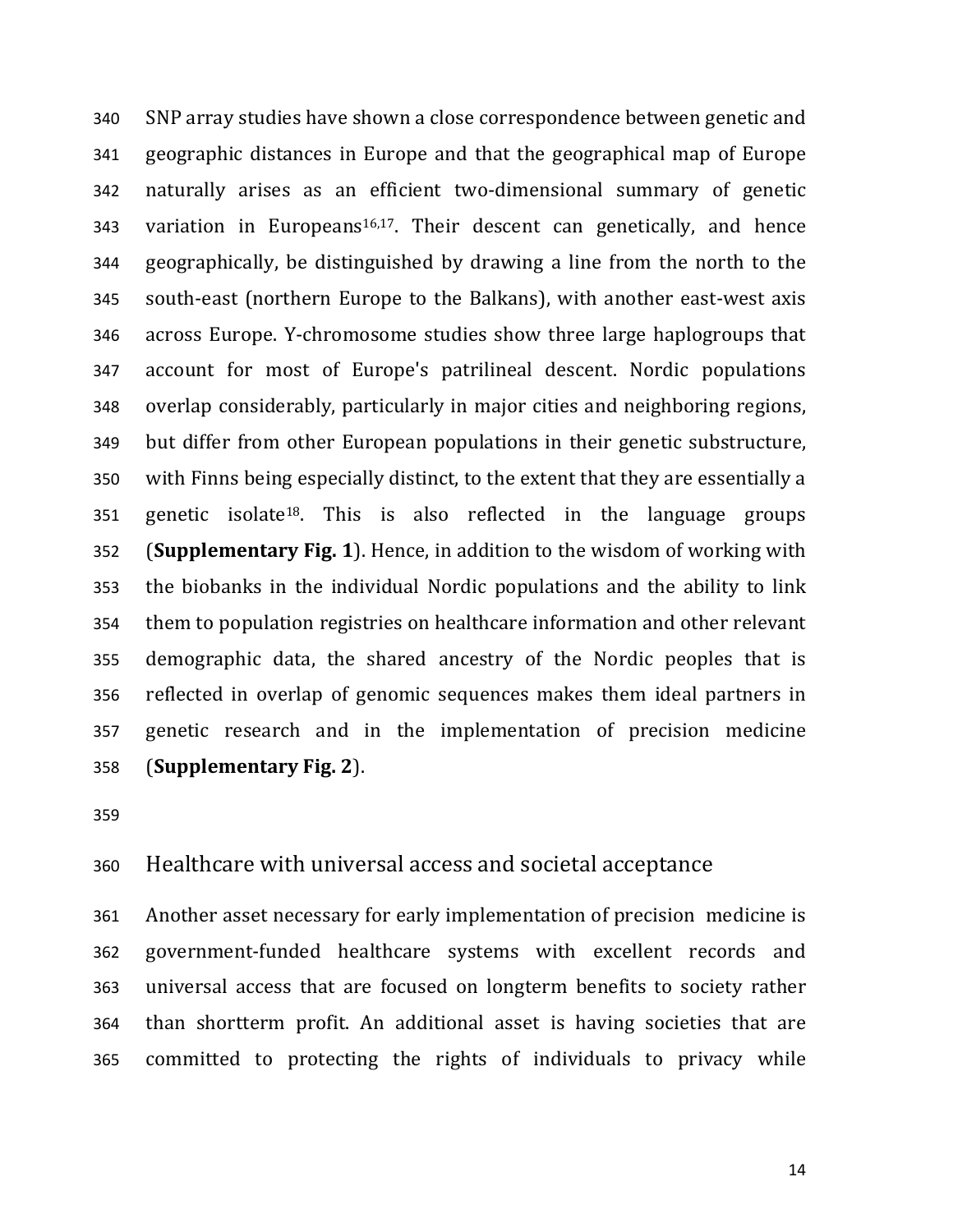SNP array studies have shown a close correspondence between genetic and geographic distances in Europe and that the geographical map of Europe naturally arises as an efficient two-dimensional summary of genetic variation in Europeans[16,17]. Their descent can genetically, and hence geographically, be distinguished by drawing a line from the north to the south-east (northern Europe to the Balkans), with another east-west axis across Europe. Y-chromosome studies show three large haplogroups that account for most of Europe's patrilineal descent. Nordic populations overlap considerably, particularly in major cities and neighboring regions, but differ from other European populations in their genetic substructure, with Finns being especially distinct, to the extent that they are essentially a genetic isolate[18]. This is also reflected in the language groups (**Supplementary Fig. 1**). Hence, in addition to the wisdom of working with the biobanks in the individual Nordic populations and the ability to link them to population registries on healthcare information and other relevant demographic data, the shared ancestry of the Nordic peoples that is reflected in overlap of genomic sequences makes them ideal partners in genetic research and in the implementation of precision medicine (**Supplementary Fig. 2**).

## Healthcare with universal access and societal acceptance

Another asset necessary for early implementation of precision medicine is government-funded healthcare systems with excellent records and universal access that are focused on longterm benefits to society rather than shortterm profit. An additional asset is having societies that are committed to protecting the rights of individuals to privacy while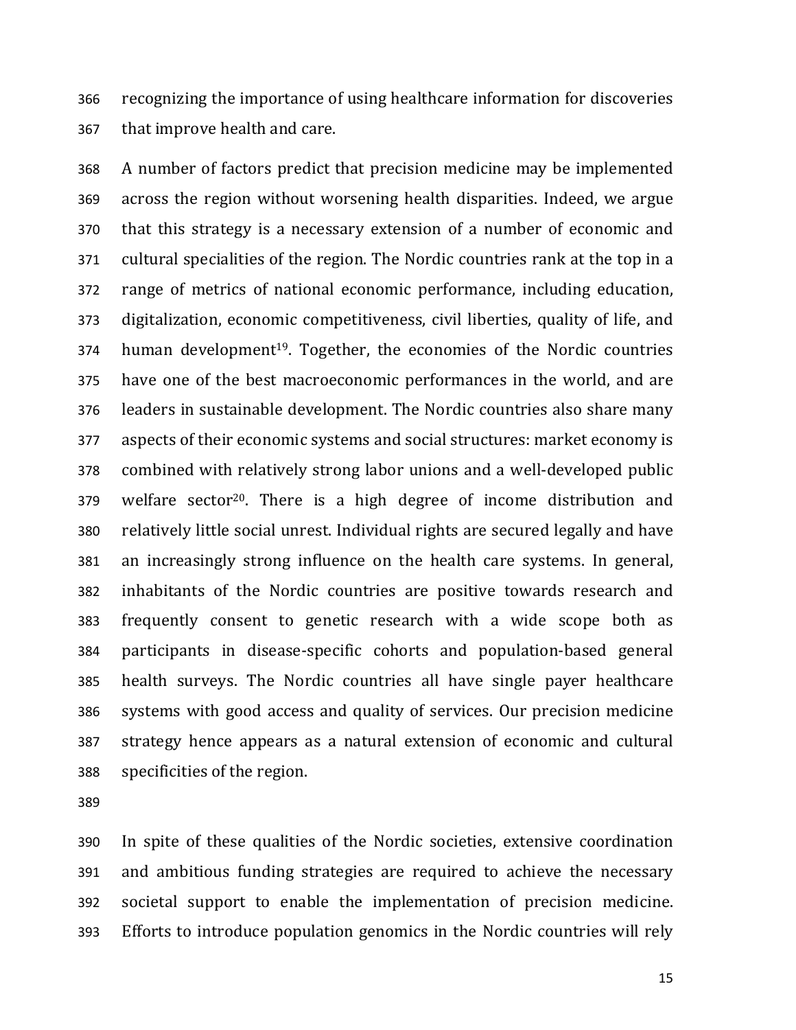recognizing the importance of using healthcare information for discoveries that improve health and care.

A number of factors predict that precision medicine may be implemented across the region without worsening health disparities. Indeed, we argue that this strategy is a necessary extension of a number of economic and cultural specialities of the region. The Nordic countries rank at the top in a range of metrics of national economic performance, including education, digitalization, economic competitiveness, civil liberties, quality of life, and human development[19]. Together, the economies of the Nordic countries have one of the best macroeconomic performances in the world, and are leaders in sustainable development. The Nordic countries also share many aspects of their economic systems and social structures: market economy is combined with relatively strong labor unions and a well-developed public welfare sector[20]. There is a high degree of income distribution and relatively little social unrest. Individual rights are secured legally and have an increasingly strong influence on the health care systems. In general, inhabitants of the Nordic countries are positive towards research and frequently consent to genetic research with a wide scope both as participants in disease-specific cohorts and population-based general health surveys. The Nordic countries all have single payer healthcare systems with good access and quality of services. Our precision medicine strategy hence appears as a natural extension of economic and cultural specificities of the region.

In spite of these qualities of the Nordic societies, extensive coordination and ambitious funding strategies are required to achieve the necessary societal support to enable the implementation of precision medicine. Efforts to introduce population genomics in the Nordic countries will rely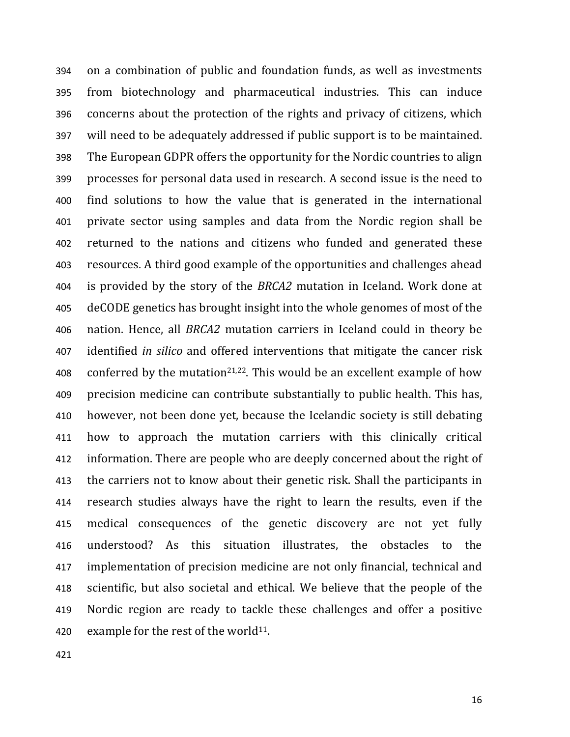on a combination of public and foundation funds, as well as investments from biotechnology and pharmaceutical industries. This can induce concerns about the protection of the rights and privacy of citizens, which will need to be adequately addressed if public support is to be maintained. The European GDPR offers the opportunity for the Nordic countries to align processes for personal data used in research. A second issue is the need to find solutions to how the value that is generated in the international private sector using samples and data from the Nordic region shall be returned to the nations and citizens who funded and generated these resources. A third good example of the opportunities and challenges ahead is provided by the story of the *BRCA2* mutation in Iceland. Work done at deCODE genetics has brought insight into the whole genomes of most of the nation. Hence, all *BRCA2* mutation carriers in Iceland could in theory be identified *in silico* and offered interventions that mitigate the cancer risk conferred by the mutation[21,22]. This would be an excellent example of how precision medicine can contribute substantially to public health. This has, however, not been done yet, because the Icelandic society is still debating how to approach the mutation carriers with this clinically critical information. There are people who are deeply concerned about the right of the carriers not to know about their genetic risk. Shall the participants in research studies always have the right to learn the results, even if the medical consequences of the genetic discovery are not yet fully understood? As this situation illustrates, the obstacles to the implementation of precision medicine are not only financial, technical and scientific, but also societal and ethical. We believe that the people of the Nordic region are ready to tackle these challenges and offer a positive example for the rest of the world[11].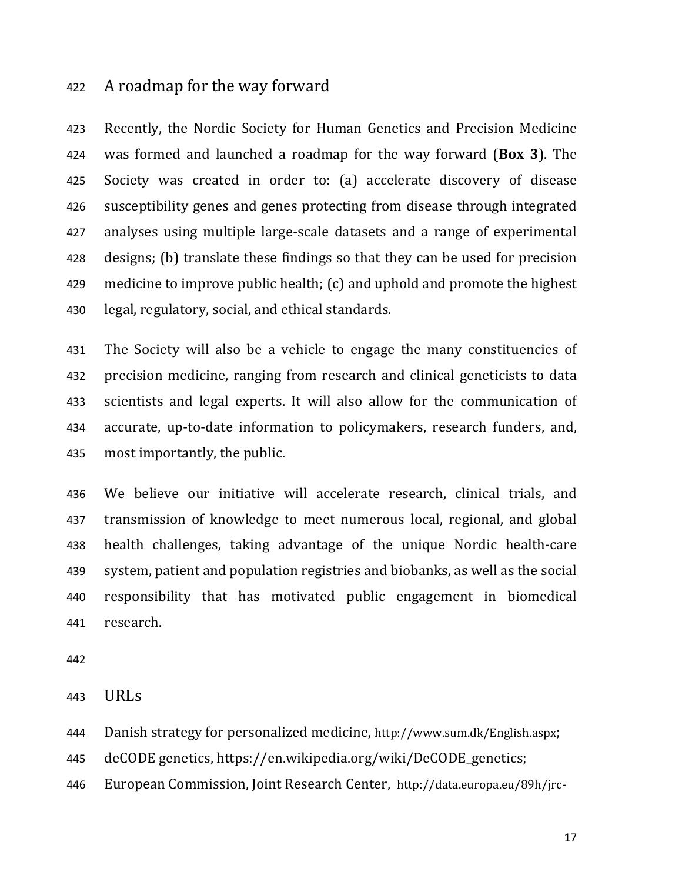## A roadmap for the way forward

Recently, the Nordic Society for Human Genetics and Precision Medicine was formed and launched a roadmap for the way forward (**Box 3**). The Society was created in order to: (a) accelerate discovery of disease susceptibility genes and genes protecting from disease through integrated analyses using multiple large-scale datasets and a range of experimental designs; (b) translate these findings so that they can be used for precision medicine to improve public health; (c) and uphold and promote the highest legal, regulatory, social, and ethical standards.

The Society will also be a vehicle to engage the many constituencies of precision medicine, ranging from research and clinical geneticists to data scientists and legal experts. It will also allow for the communication of accurate, up-to-date information to policymakers, research funders, and, most importantly, the public.

We believe our initiative will accelerate research, clinical trials, and transmission of knowledge to meet numerous local, regional, and global health challenges, taking advantage of the unique Nordic health-care system, patient and population registries and biobanks, as well as the social responsibility that has motivated public engagement in biomedical research.

## URLs

Danish strategy for personalized medicine, http://www.sum.dk/English.aspx;

deCODE genetics, https://en.wikipedia.org/wiki/DeCODE_genetics;

European Commission, Joint Research Center, http://data.europa.eu/89h/jrc-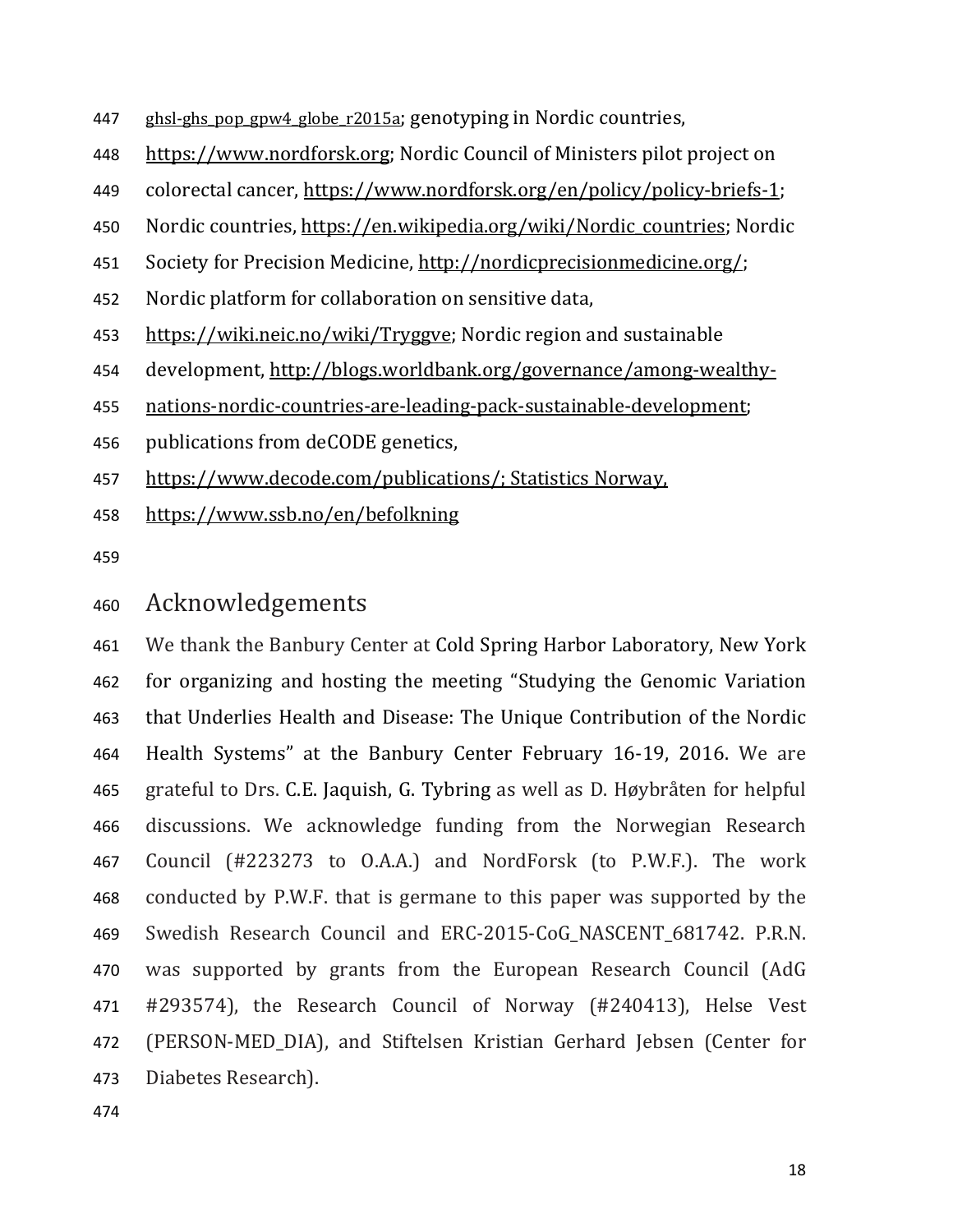ghsl-ghs_pop_gpw4_globe_r2015a; genotyping in Nordic countries, https://www.nordforsk.org; Nordic Council of Ministers pilot project on colorectal cancer, https://www.nordforsk.org/en/policy/policy-briefs-1; Nordic countries, https://en.wikipedia.org/wiki/Nordic_countries; Nordic Society for Precision Medicine, http://nordicprecisionmedicine.org/; Nordic platform for collaboration on sensitive data, https://wiki.neic.no/wiki/Tryggve; Nordic region and sustainable development, http://blogs.worldbank.org/governance/among-wealthy-nations-nordic-countries-are-leading-pack-sustainable-development; publications from deCODE genetics, https://www.decode.com/publications/; Statistics Norway, https://www.ssb.no/en/befolkning

## Acknowledgements

We thank the Banbury Center at Cold Spring Harbor Laboratory, New York for organizing and hosting the meeting "Studying the Genomic Variation that Underlies Health and Disease: The Unique Contribution of the Nordic Health Systems" at the Banbury Center February 16-19, 2016. We are grateful to Drs. C.E. Jaquish, G. Tybring as well as D. Høybråten for helpful discussions. We acknowledge funding from the Norwegian Research Council (#223273 to O.A.A.) and NordForsk (to P.W.F.). The work conducted by P.W.F. that is germane to this paper was supported by the Swedish Research Council and ERC-2015-CoG_NASCENT_681742. P.R.N. was supported by grants from the European Research Council (AdG #293574), the Research Council of Norway (#240413), Helse Vest (PERSON-MED_DIA), and Stiftelsen Kristian Gerhard Jebsen (Center for Diabetes Research).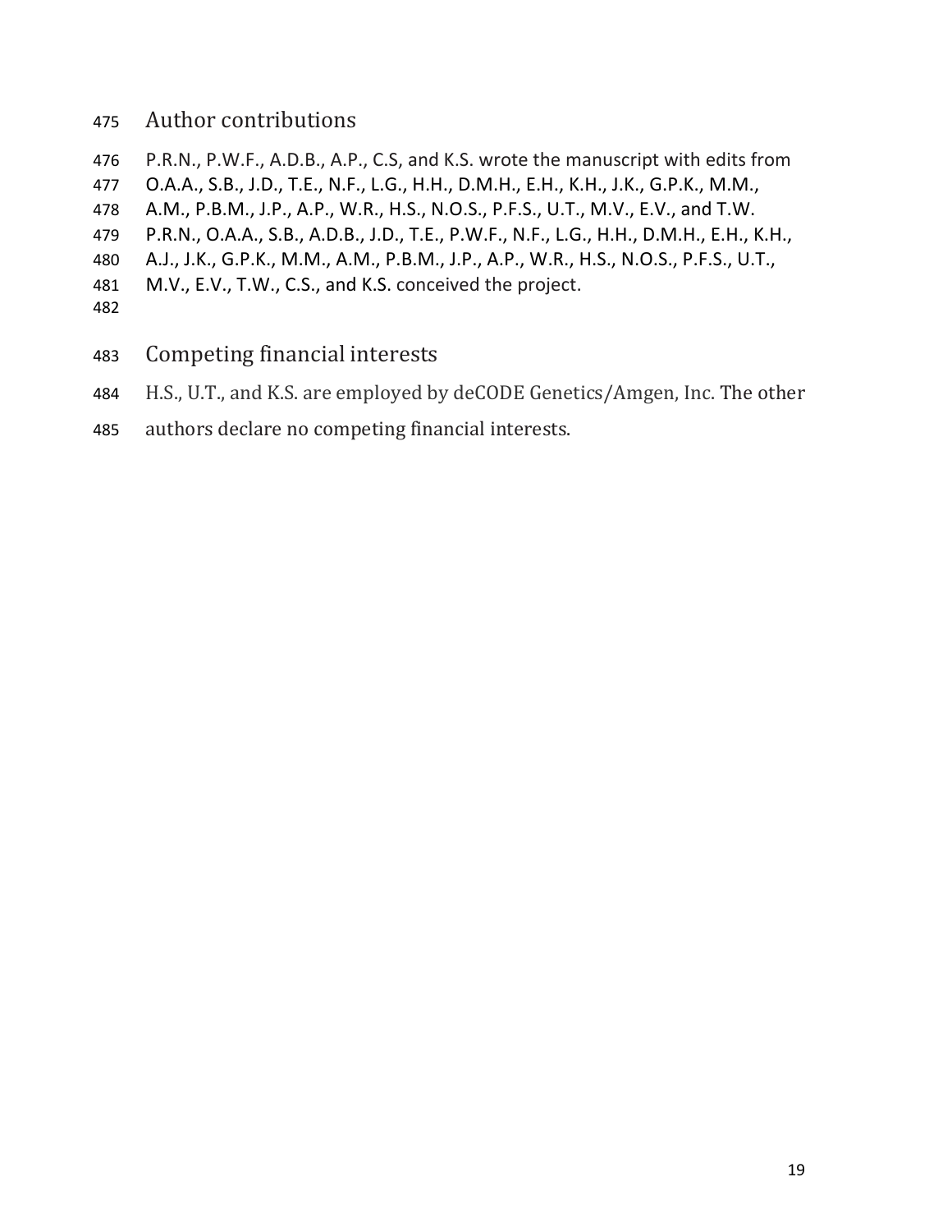## Author contributions

P.R.N., P.W.F., A.D.B., A.P., C.S, and K.S. wrote the manuscript with edits from O.A.A., S.B., J.D., T.E., N.F., L.G., H.H., D.M.H., E.H., K.H., J.K., G.P.K., M.M., A.M., P.B.M., J.P., A.P., W.R., H.S., N.O.S., P.F.S., U.T., M.V., E.V., and T.W. P.R.N., O.A.A., S.B., A.D.B., J.D., T.E., P.W.F., N.F., L.G., H.H., D.M.H., E.H., K.H., A.J., J.K., G.P.K., M.M., A.M., P.B.M., J.P., A.P., W.R., H.S., N.O.S., P.F.S., U.T., M.V., E.V., T.W., C.S., and K.S. conceived the project.

## Competing financial interests

H.S., U.T., and K.S. are employed by deCODE Genetics/Amgen, Inc. The other authors declare no competing financial interests.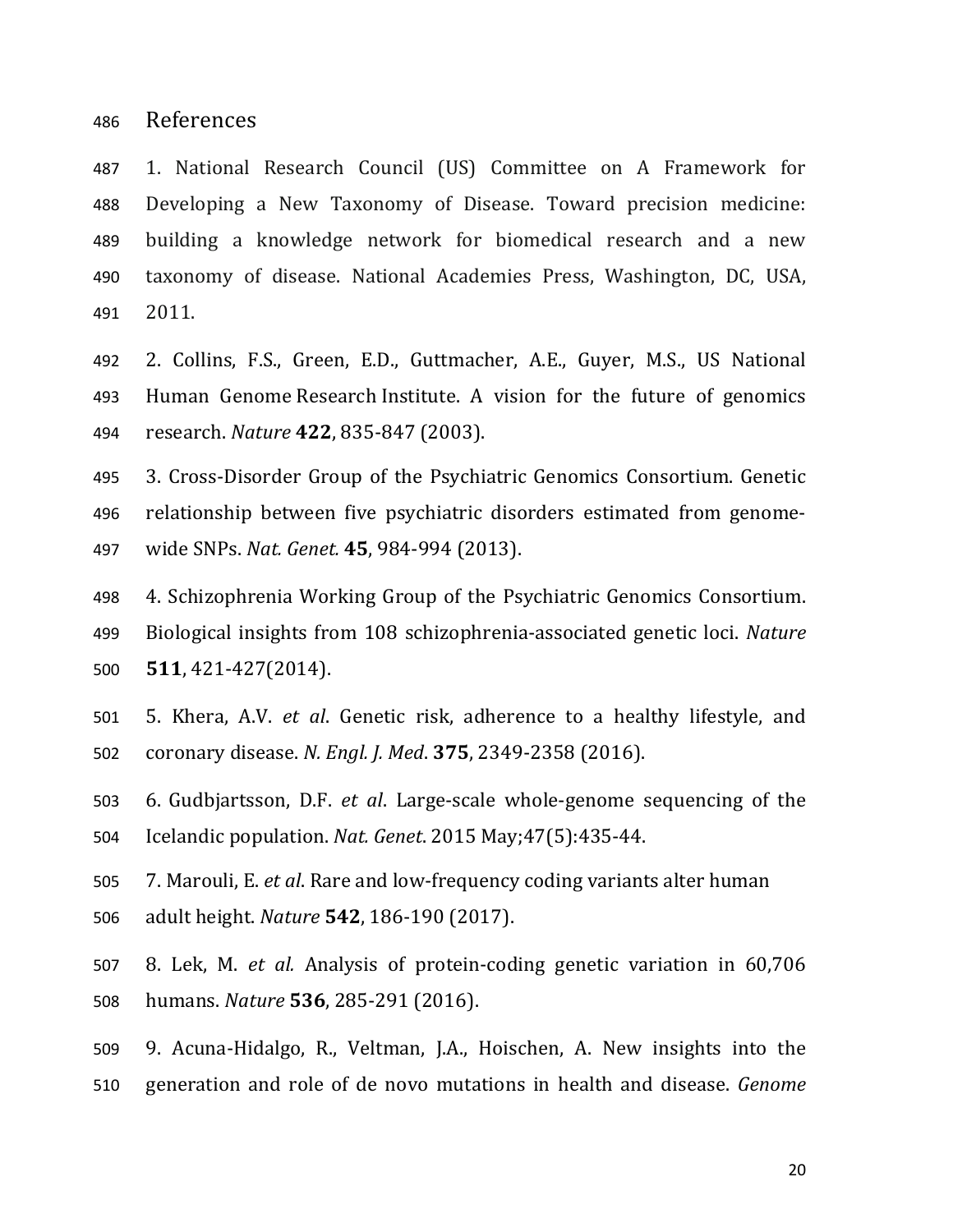# References

1. National Research Council (US) Committee on A Framework for Developing a New Taxonomy of Disease. Toward precision medicine: building a knowledge network for biomedical research and a new taxonomy of disease. National Academies Press, Washington, DC, USA, 2011.

2. Collins, F.S., Green, E.D., Guttmacher, A.E., Guyer, M.S., US National Human Genome Research Institute. A vision for the future of genomics research. *Nature* **422**, 835-847 (2003).

3. Cross-Disorder Group of the Psychiatric Genomics Consortium. Genetic relationship between five psychiatric disorders estimated from genome-wide SNPs. *Nat. Genet.* **45**, 984-994 (2013).

4. Schizophrenia Working Group of the Psychiatric Genomics Consortium. Biological insights from 108 schizophrenia-associated genetic loci. *Nature* **511**, 421-427(2014).

5. Khera, A.V. *et al*. Genetic risk, adherence to a healthy lifestyle, and coronary disease. *N. Engl. J. Med*. **375**, 2349-2358 (2016).

6. Gudbjartsson, D.F. *et al*. Large-scale whole-genome sequencing of the Icelandic population. *Nat. Genet*. 2015 May;47(5):435-44.

7. Marouli, E. *et al*. Rare and low-frequency coding variants alter human adult height. *Nature* **542**, 186-190 (2017).

8. Lek, M. *et al.* Analysis of protein-coding genetic variation in 60,706 humans. *Nature* **536**, 285-291 (2016).

9. Acuna-Hidalgo, R., Veltman, J.A., Hoischen, A. New insights into the generation and role of de novo mutations in health and disease. *Genome*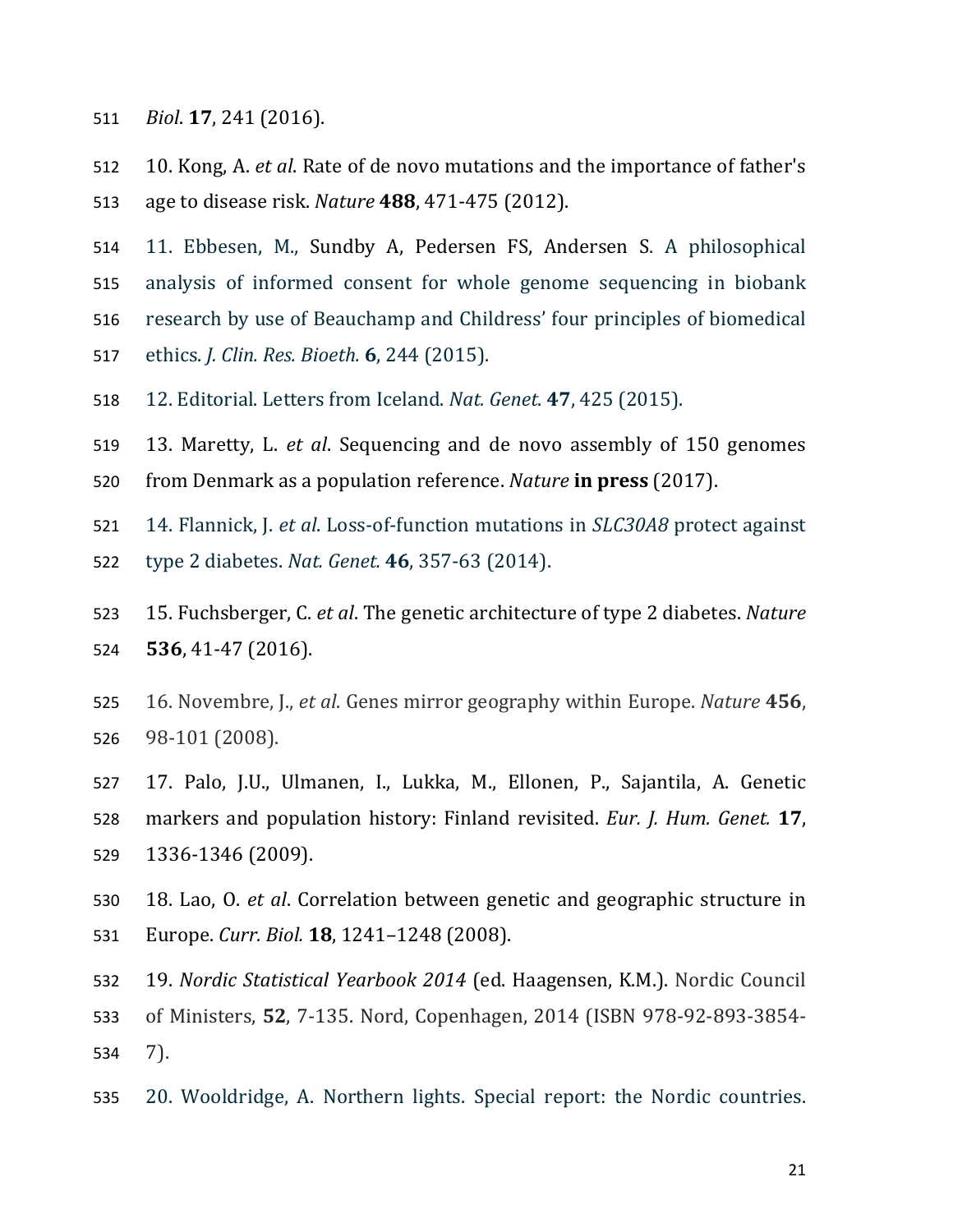*Biol*. **17**, 241 (2016).

10. Kong, A. *et al*. Rate of de novo mutations and the importance of father's age to disease risk. *Nature* **488**, 471-475 (2012).

11. Ebbesen, M., Sundby A, Pedersen FS, Andersen S. A philosophical analysis of informed consent for whole genome sequencing in biobank research by use of Beauchamp and Childress' four principles of biomedical ethics. *J. Clin. Res. Bioeth.* **6**, 244 (2015).

12. Editorial. Letters from Iceland. *Nat. Genet*. **47**, 425 (2015).

13. Maretty, L. *et al*. Sequencing and de novo assembly of 150 genomes from Denmark as a population reference. *Nature* **in press** (2017).

14. Flannick, J. *et al*. Loss-of-function mutations in *SLC30A8* protect against type 2 diabetes. *Nat. Genet.* **46**, 357-63 (2014).

15. Fuchsberger, C. *et al*. The genetic architecture of type 2 diabetes. *Nature* **536**, 41-47 (2016).

16. Novembre, J., *et al*. Genes mirror geography within Europe. *Nature* **456**, 98-101 (2008).

17. Palo, J.U., Ulmanen, I., Lukka, M., Ellonen, P., Sajantila, A. Genetic markers and population history: Finland revisited. *Eur. J. Hum. Genet.* **17**, 1336-1346 (2009).

18. Lao, O. *et al*. Correlation between genetic and geographic structure in Europe. *Curr. Biol.* **18**, 1241–1248 (2008).

19. *Nordic Statistical Yearbook 2014* (ed. Haagensen, K.M.). Nordic Council of Ministers, **52**, 7-135. Nord, Copenhagen, 2014 (ISBN 978-92-893-3854-7).

20. Wooldridge, A. Northern lights. Special report: the Nordic countries.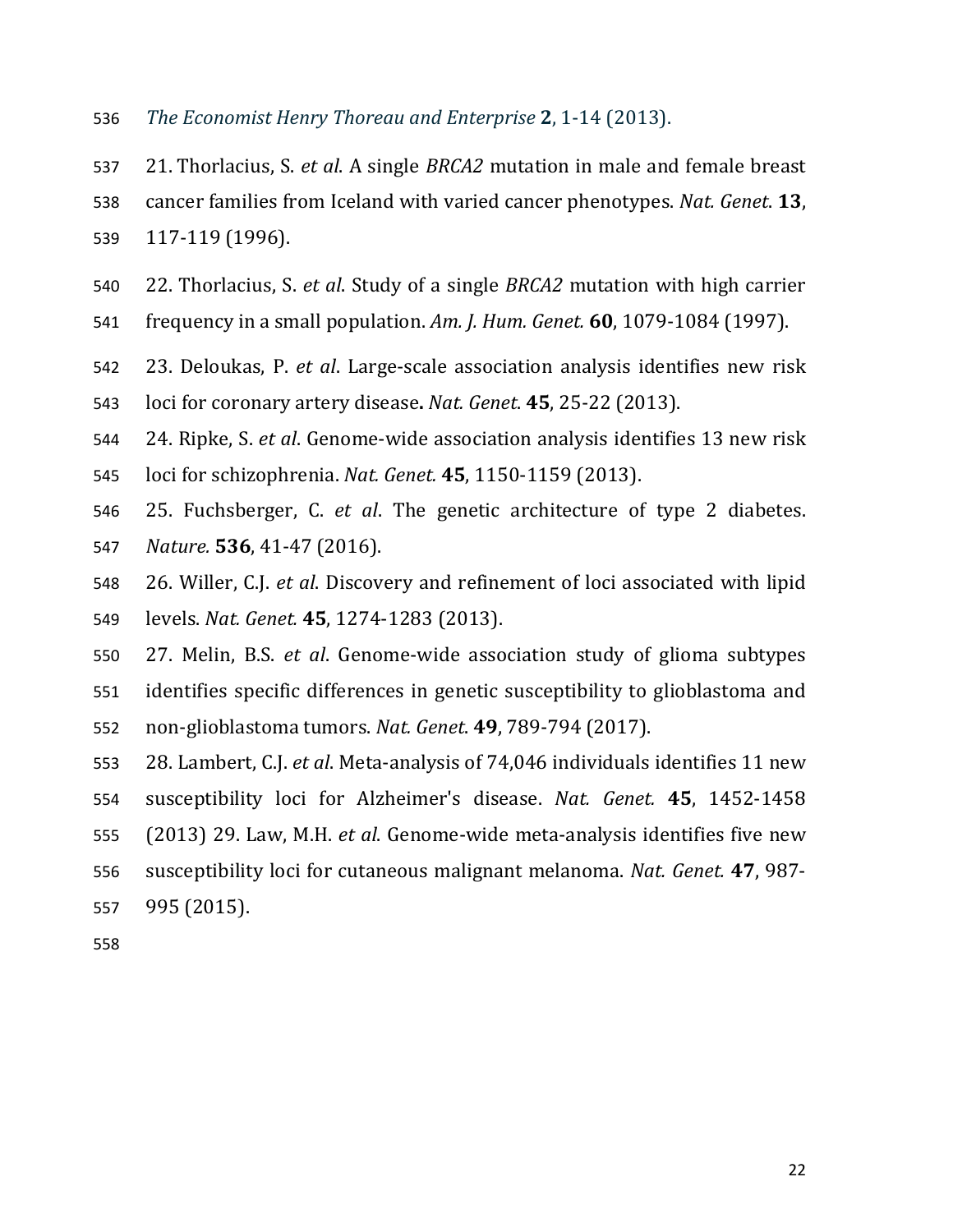*The Economist Henry Thoreau and Enterprise* **2**, 1-14 (2013).

21. Thorlacius, S. *et al*. A single *BRCA2* mutation in male and female breast cancer families from Iceland with varied cancer phenotypes. *Nat. Genet.* **13**, 117-119 (1996).

22. Thorlacius, S. *et al*. Study of a single *BRCA2* mutation with high carrier frequency in a small population. *Am. J. Hum. Genet.* **60**, 1079-1084 (1997).

23. Deloukas, P. *et al*. Large-scale association analysis identifies new risk loci for coronary artery disease**.** *Nat. Genet.* **45**, 25-22 (2013).

24. Ripke, S. *et al*. Genome-wide association analysis identifies 13 new risk loci for schizophrenia. *Nat. Genet.* **45**, 1150-1159 (2013).

25. Fuchsberger, C. *et al*. The genetic architecture of type 2 diabetes. *Nature.* **536**, 41-47 (2016).

26. Willer, C.J. *et al*. Discovery and refinement of loci associated with lipid levels. *Nat. Genet.* **45**, 1274-1283 (2013).

27. Melin, B.S. *et al*. Genome-wide association study of glioma subtypes identifies specific differences in genetic susceptibility to glioblastoma and non-glioblastoma tumors. *Nat. Genet.* **49**, 789-794 (2017).

28. Lambert, C.J. *et al*. Meta-analysis of 74,046 individuals identifies 11 new susceptibility loci for Alzheimer's disease. *Nat. Genet.* **45**, 1452-1458 (2013) 29. Law, M.H. *et al*. Genome-wide meta-analysis identifies five new susceptibility loci for cutaneous malignant melanoma. *Nat. Genet.* **47**, 987-995 (2015).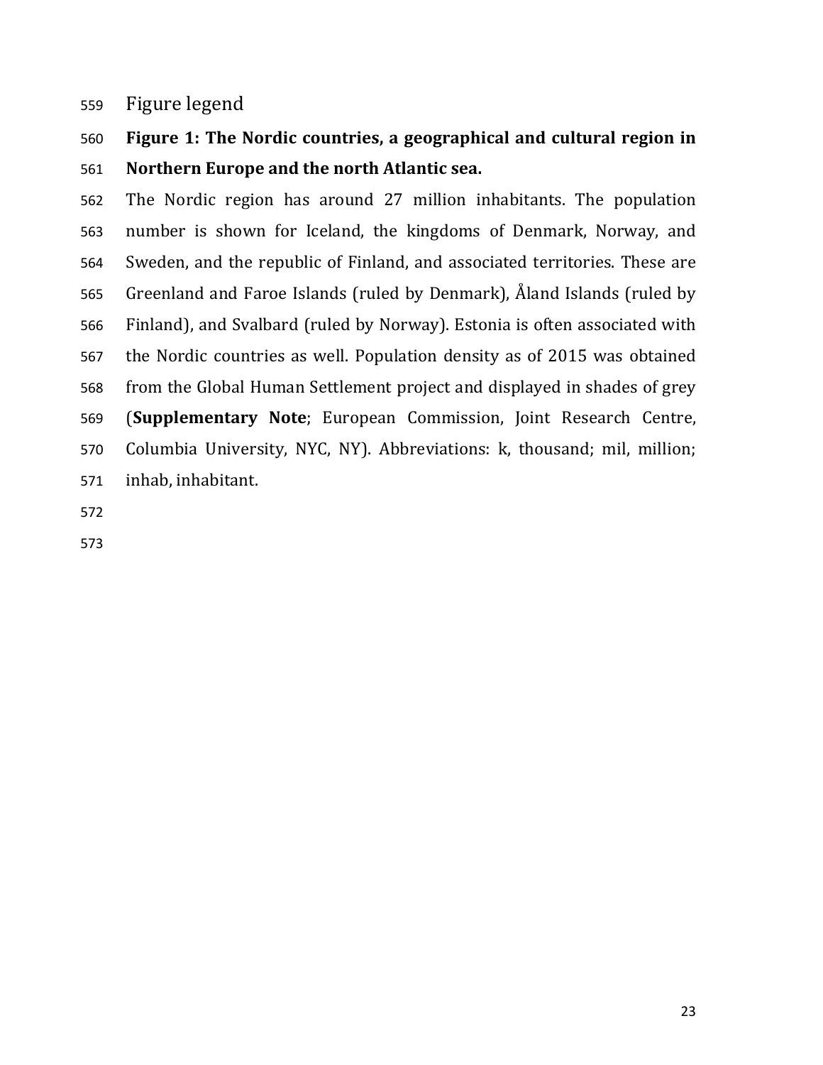# Figure legend

**Figure 1: The Nordic countries, a geographical and cultural region in Northern Europe and the north Atlantic sea.**

The Nordic region has around 27 million inhabitants. The population number is shown for Iceland, the kingdoms of Denmark, Norway, and Sweden, and the republic of Finland, and associated territories. These are Greenland and Faroe Islands (ruled by Denmark), Åland Islands (ruled by Finland), and Svalbard (ruled by Norway). Estonia is often associated with the Nordic countries as well. Population density as of 2015 was obtained from the Global Human Settlement project and displayed in shades of grey (**Supplementary Note**; European Commission, Joint Research Centre, Columbia University, NYC, NY). Abbreviations: k, thousand; mil, million; inhab, inhabitant.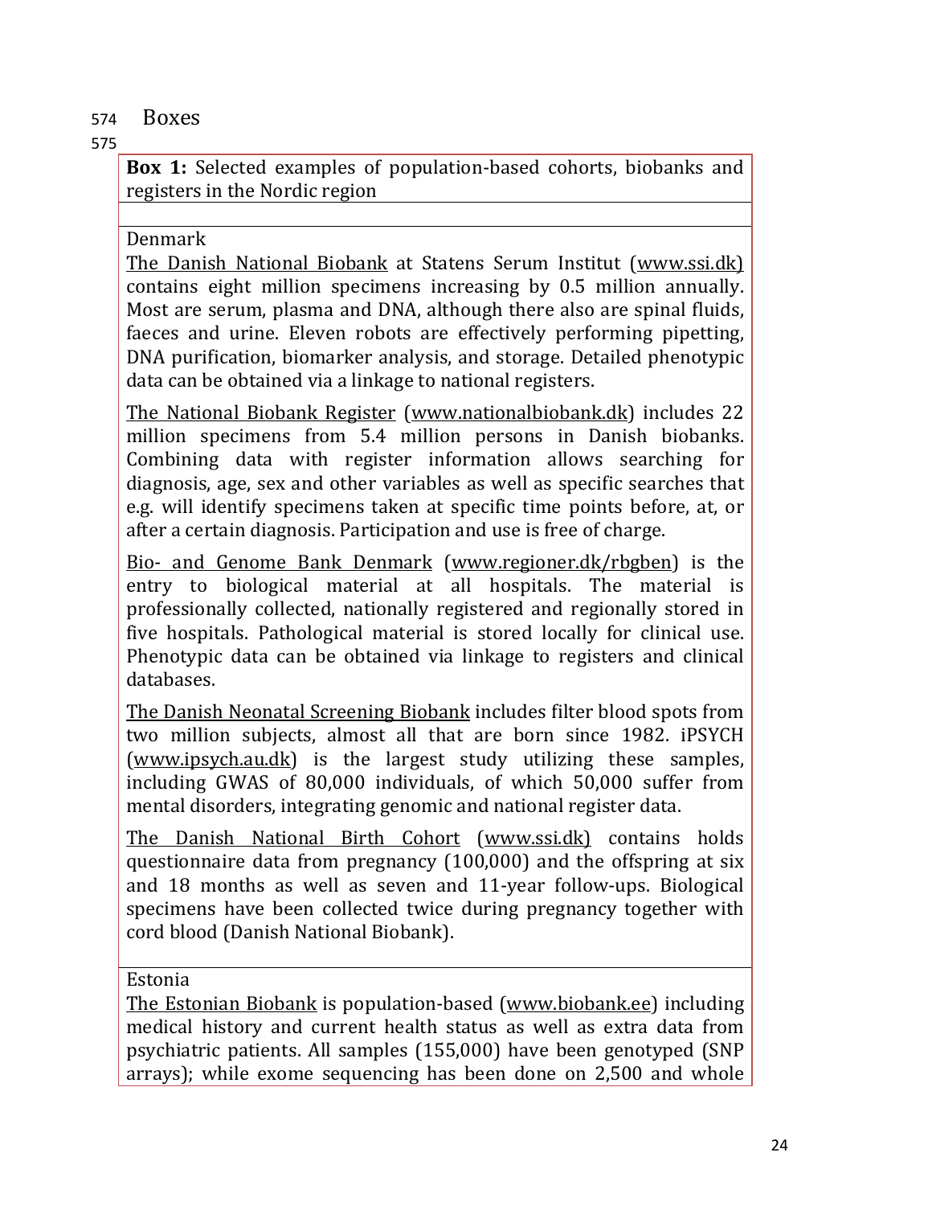# Boxes

**Box 1:** Selected examples of population-based cohorts, biobanks and registers in the Nordic region

Denmark

The Danish National Biobank at Statens Serum Institut (www.ssi.dk) contains eight million specimens increasing by 0.5 million annually. Most are serum, plasma and DNA, although there also are spinal fluids, faeces and urine. Eleven robots are effectively performing pipetting, DNA purification, biomarker analysis, and storage. Detailed phenotypic data can be obtained via a linkage to national registers.

The National Biobank Register (www.nationalbiobank.dk) includes 22 million specimens from 5.4 million persons in Danish biobanks. Combining data with register information allows searching for diagnosis, age, sex and other variables as well as specific searches that e.g. will identify specimens taken at specific time points before, at, or after a certain diagnosis. Participation and use is free of charge.

Bio- and Genome Bank Denmark (www.regioner.dk/rbgben) is the entry to biological material at all hospitals. The material is professionally collected, nationally registered and regionally stored in five hospitals. Pathological material is stored locally for clinical use. Phenotypic data can be obtained via linkage to registers and clinical databases.

The Danish Neonatal Screening Biobank includes filter blood spots from two million subjects, almost all that are born since 1982. iPSYCH (www.ipsych.au.dk) is the largest study utilizing these samples, including GWAS of 80,000 individuals, of which 50,000 suffer from mental disorders, integrating genomic and national register data.

The Danish National Birth Cohort (www.ssi.dk) contains holds questionnaire data from pregnancy (100,000) and the offspring at six and 18 months as well as seven and 11-year follow-ups. Biological specimens have been collected twice during pregnancy together with cord blood (Danish National Biobank).

Estonia

The Estonian Biobank is population-based (www.biobank.ee) including medical history and current health status as well as extra data from psychiatric patients. All samples (155,000) have been genotyped (SNP arrays); while exome sequencing has been done on 2,500 and whole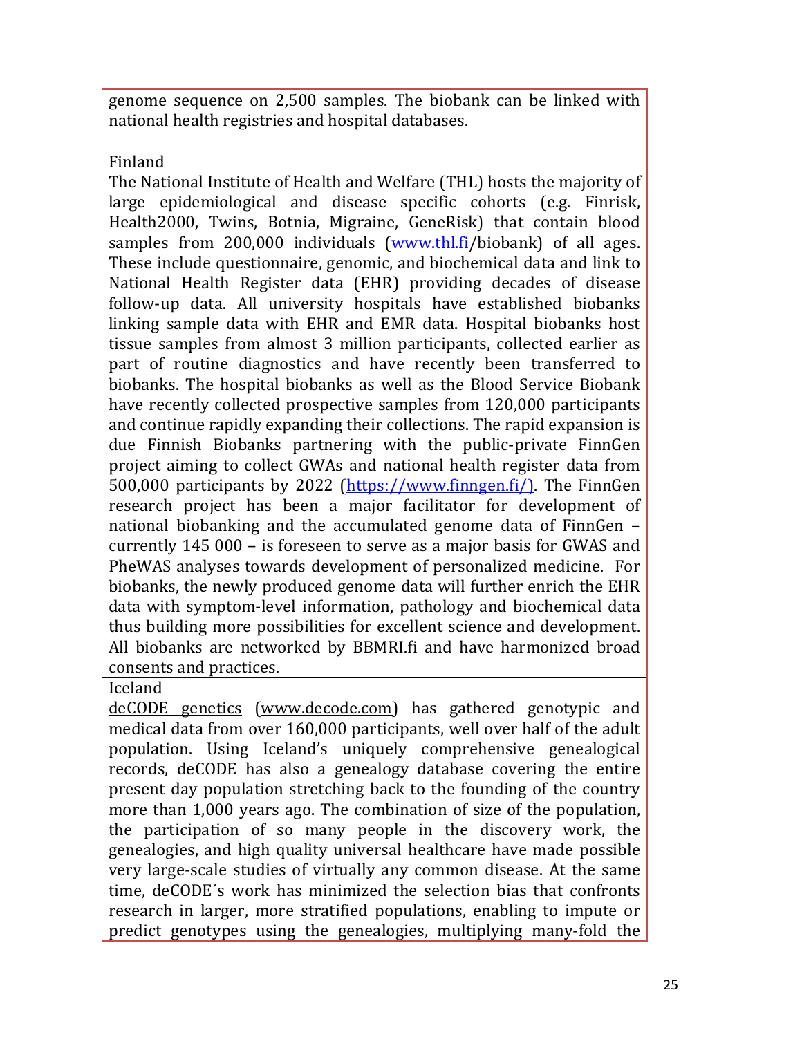genome sequence on 2,500 samples. The biobank can be linked with national health registries and hospital databases.

Finland

The National Institute of Health and Welfare (THL) hosts the majority of large epidemiological and disease specific cohorts (e.g. Finrisk, Health2000, Twins, Botnia, Migraine, GeneRisk) that contain blood samples from 200,000 individuals (www.thl.fi/biobank) of all ages. These include questionnaire, genomic, and biochemical data and link to National Health Register data (EHR) providing decades of disease follow-up data. All university hospitals have established biobanks linking sample data with EHR and EMR data. Hospital biobanks host tissue samples from almost 3 million participants, collected earlier as part of routine diagnostics and have recently been transferred to biobanks. The hospital biobanks as well as the Blood Service Biobank have recently collected prospective samples from 120,000 participants and continue rapidly expanding their collections. The rapid expansion is due Finnish Biobanks partnering with the public-private FinnGen project aiming to collect GWAs and national health register data from 500,000 participants by 2022 (https://www.finngen.fi/). The FinnGen research project has been a major facilitator for development of national biobanking and the accumulated genome data of FinnGen – currently 145 000 – is foreseen to serve as a major basis for GWAS and PheWAS analyses towards development of personalized medicine. For biobanks, the newly produced genome data will further enrich the EHR data with symptom-level information, pathology and biochemical data thus building more possibilities for excellent science and development. All biobanks are networked by BBMRI.fi and have harmonized broad consents and practices.

Iceland

deCODE genetics (www.decode.com) has gathered genotypic and medical data from over 160,000 participants, well over half of the adult population. Using Iceland's uniquely comprehensive genealogical records, deCODE has also a genealogy database covering the entire present day population stretching back to the founding of the country more than 1,000 years ago. The combination of size of the population, the participation of so many people in the discovery work, the genealogies, and high quality universal healthcare have made possible very large-scale studies of virtually any common disease. At the same time, deCODE´s work has minimized the selection bias that confronts research in larger, more stratified populations, enabling to impute or predict genotypes using the genealogies, multiplying many-fold the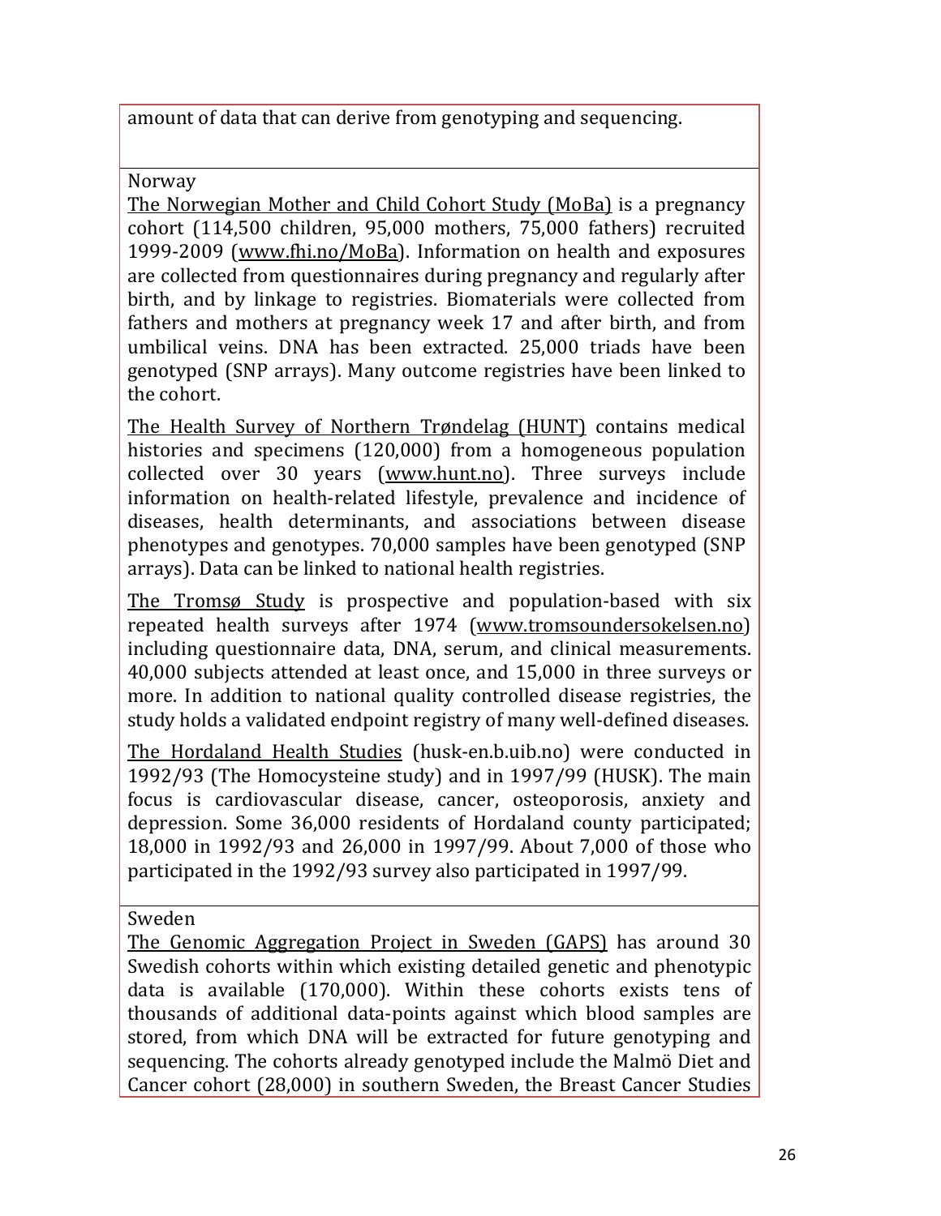amount of data that can derive from genotyping and sequencing.

Norway

The Norwegian Mother and Child Cohort Study (MoBa) is a pregnancy cohort (114,500 children, 95,000 mothers, 75,000 fathers) recruited 1999-2009 (www.fhi.no/MoBa). Information on health and exposures are collected from questionnaires during pregnancy and regularly after birth, and by linkage to registries. Biomaterials were collected from fathers and mothers at pregnancy week 17 and after birth, and from umbilical veins. DNA has been extracted. 25,000 triads have been genotyped (SNP arrays). Many outcome registries have been linked to the cohort.

The Health Survey of Northern Trøndelag (HUNT) contains medical histories and specimens (120,000) from a homogeneous population collected over 30 years (www.hunt.no). Three surveys include information on health-related lifestyle, prevalence and incidence of diseases, health determinants, and associations between disease phenotypes and genotypes. 70,000 samples have been genotyped (SNP arrays). Data can be linked to national health registries.

The Tromsø Study is prospective and population-based with six repeated health surveys after 1974 (www.tromsoundersokelsen.no) including questionnaire data, DNA, serum, and clinical measurements. 40,000 subjects attended at least once, and 15,000 in three surveys or more. In addition to national quality controlled disease registries, the study holds a validated endpoint registry of many well-defined diseases.

The Hordaland Health Studies (husk-en.b.uib.no) were conducted in 1992/93 (The Homocysteine study) and in 1997/99 (HUSK). The main focus is cardiovascular disease, cancer, osteoporosis, anxiety and depression. Some 36,000 residents of Hordaland county participated; 18,000 in 1992/93 and 26,000 in 1997/99. About 7,000 of those who participated in the 1992/93 survey also participated in 1997/99.

Sweden

The Genomic Aggregation Project in Sweden (GAPS) has around 30 Swedish cohorts within which existing detailed genetic and phenotypic data is available (170,000). Within these cohorts exists tens of thousands of additional data-points against which blood samples are stored, from which DNA will be extracted for future genotyping and sequencing. The cohorts already genotyped include the Malmö Diet and Cancer cohort (28,000) in southern Sweden, the Breast Cancer Studies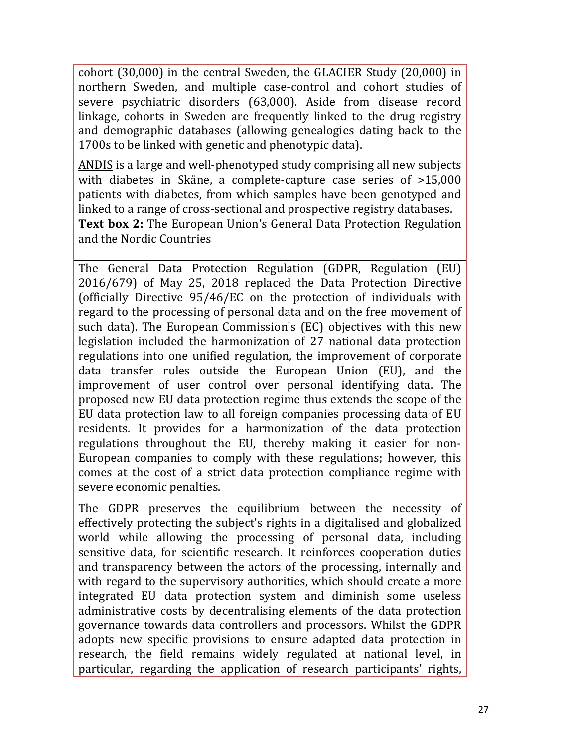cohort (30,000) in the central Sweden, the GLACIER Study (20,000) in northern Sweden, and multiple case-control and cohort studies of severe psychiatric disorders (63,000). Aside from disease record linkage, cohorts in Sweden are frequently linked to the drug registry and demographic databases (allowing genealogies dating back to the 1700s to be linked with genetic and phenotypic data).

ANDIS is a large and well-phenotyped study comprising all new subjects with diabetes in Skåne, a complete-capture case series of >15,000 patients with diabetes, from which samples have been genotyped and linked to a range of cross-sectional and prospective registry databases.

**Text box 2:** The European Union's General Data Protection Regulation and the Nordic Countries

The General Data Protection Regulation (GDPR, Regulation (EU) 2016/679) of May 25, 2018 replaced the Data Protection Directive (officially Directive 95/46/EC on the protection of individuals with regard to the processing of personal data and on the free movement of such data). The European Commission's (EC) objectives with this new legislation included the harmonization of 27 national data protection regulations into one unified regulation, the improvement of corporate data transfer rules outside the European Union (EU), and the improvement of user control over personal identifying data. The proposed new EU data protection regime thus extends the scope of the EU data protection law to all foreign companies processing data of EU residents. It provides for a harmonization of the data protection regulations throughout the EU, thereby making it easier for non-European companies to comply with these regulations; however, this comes at the cost of a strict data protection compliance regime with severe economic penalties.

The GDPR preserves the equilibrium between the necessity of effectively protecting the subject's rights in a digitalised and globalized world while allowing the processing of personal data, including sensitive data, for scientific research. It reinforces cooperation duties and transparency between the actors of the processing, internally and with regard to the supervisory authorities, which should create a more integrated EU data protection system and diminish some useless administrative costs by decentralising elements of the data protection governance towards data controllers and processors. Whilst the GDPR adopts new specific provisions to ensure adapted data protection in research, the field remains widely regulated at national level, in particular, regarding the application of research participants' rights,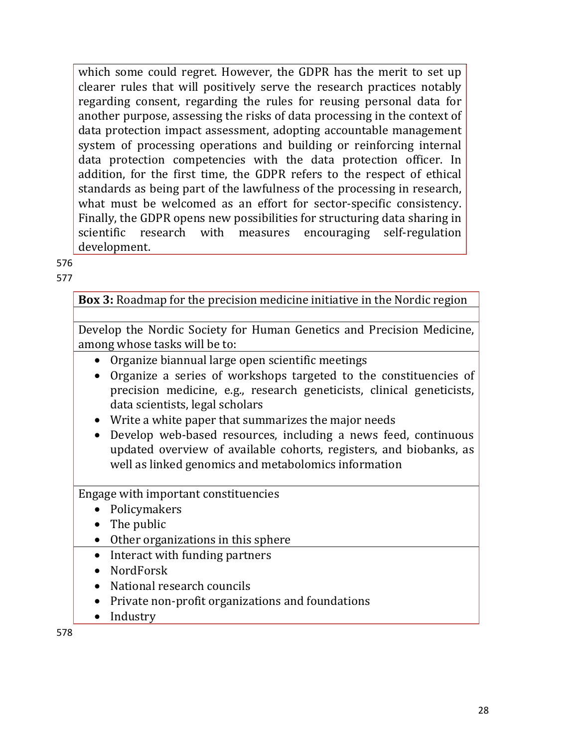which some could regret. However, the GDPR has the merit to set up clearer rules that will positively serve the research practices notably regarding consent, regarding the rules for reusing personal data for another purpose, assessing the risks of data processing in the context of data protection impact assessment, adopting accountable management system of processing operations and building or reinforcing internal data protection competencies with the data protection officer. In addition, for the first time, the GDPR refers to the respect of ethical standards as being part of the lawfulness of the processing in research, what must be welcomed as an effort for sector-specific consistency. Finally, the GDPR opens new possibilities for structuring data sharing in scientific research with measures encouraging self-regulation development.

**Box 3:** Roadmap for the precision medicine initiative in the Nordic region

Develop the Nordic Society for Human Genetics and Precision Medicine, among whose tasks will be to:

- Organize biannual large open scientific meetings
- Organize a series of workshops targeted to the constituencies of precision medicine, e.g., research geneticists, clinical geneticists, data scientists, legal scholars
- Write a white paper that summarizes the major needs
- Develop web-based resources, including a news feed, continuous updated overview of available cohorts, registers, and biobanks, as well as linked genomics and metabolomics information

Engage with important constituencies

- Policymakers
- The public
- Other organizations in this sphere

- Interact with funding partners
- NordForsk
- National research councils
- Private non-profit organizations and foundations
- Industry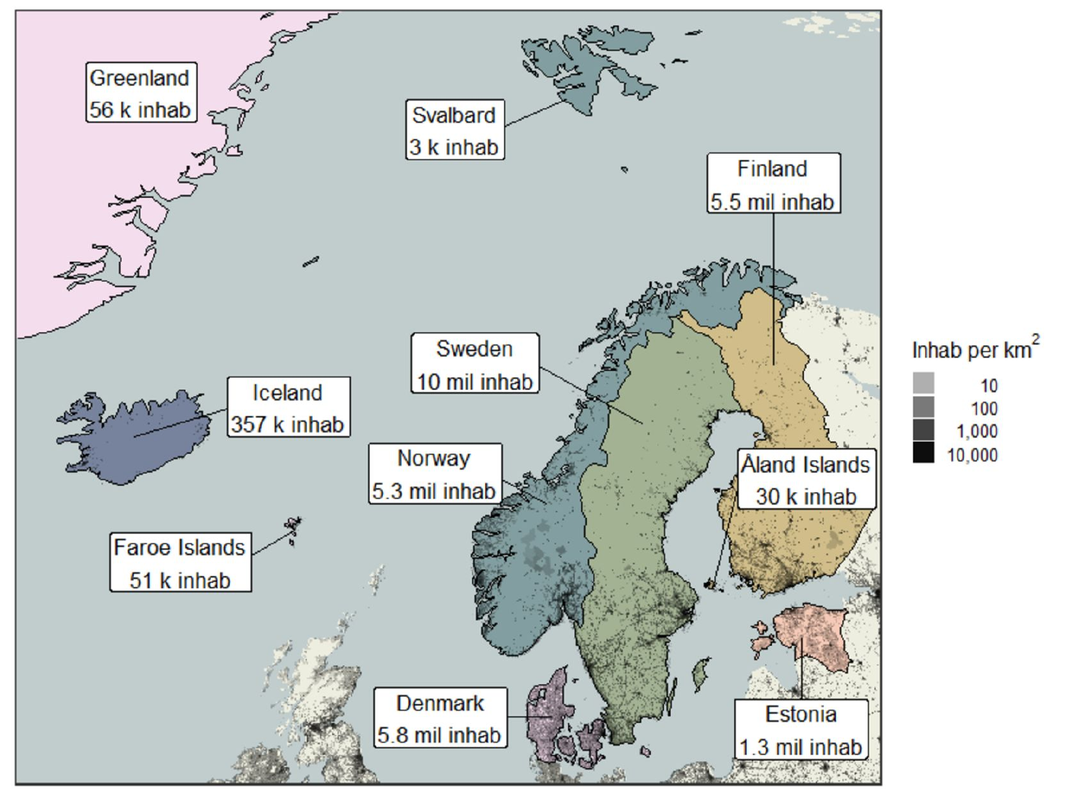Greenland
56 k inhab

Svalbard
3 k inhab

Finland
5.5 mil inhab

Sweden
10 mil inhab

Iceland
357 k inhab

Norway
5.3 mil inhab

Åland Islands
30 k inhab

Faroe Islands
51 k inhab

Denmark
5.8 mil inhab

Estonia
1.3 mil inhab

Inhab per km$^2$

10

100

1,000

10,000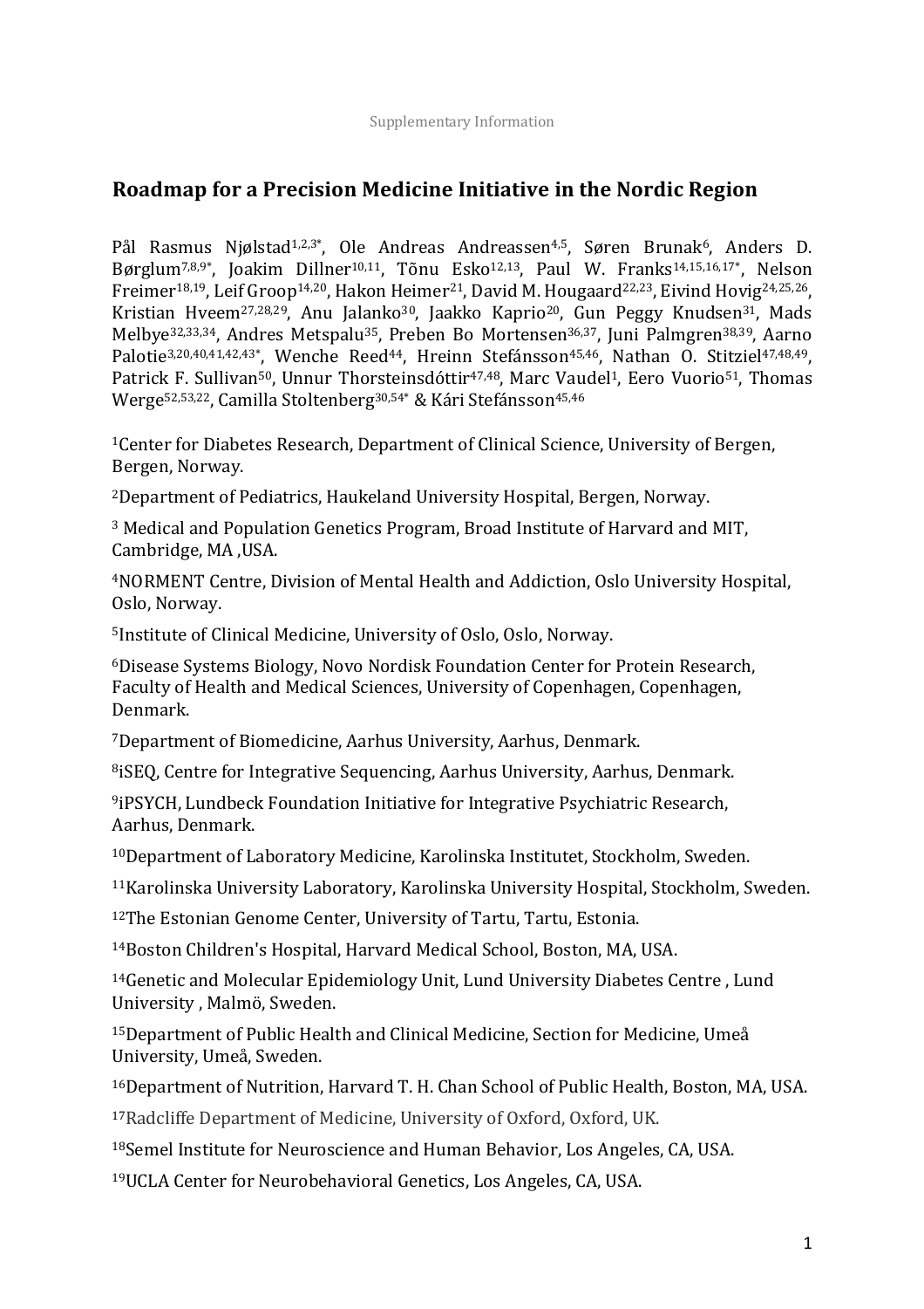Supplementary Information

# Roadmap for a Precision Medicine Initiative in the Nordic Region

Pål Rasmus Njølstad[1,2,3*], Ole Andreas Andreassen[4,5], Søren Brunak[6], Anders D. Børglum[7,8,9*], Joakim Dillner[10,11], Tõnu Esko[12,13], Paul W. Franks[14,15,16,17*], Nelson Freimer[18,19], Leif Groop[14,20], Hakon Heimer[21], David M. Hougaard[22,23], Eivind Hovig[24,25,26], Kristian Hveem[27,28,29], Anu Jalanko[30], Jaakko Kaprio[20], Gun Peggy Knudsen[31], Mads Melbye[32,33,34], Andres Metspalu[35], Preben Bo Mortensen[36,37], Juni Palmgren[38,39], Aarno Palotie[3,20,40,41,42,43*], Wenche Reed[44], Hreinn Stefánsson[45,46], Nathan O. Stitziel[47,48,49], Patrick F. Sullivan[50], Unnur Thorsteinsdóttir[47,48], Marc Vaudel[1], Eero Vuorio[51], Thomas Werge[52,53,22], Camilla Stoltenberg[30,54*] & Kári Stefánsson[45,46]

[1]Center for Diabetes Research, Department of Clinical Science, University of Bergen, Bergen, Norway.

[2]Department of Pediatrics, Haukeland University Hospital, Bergen, Norway.

[3] Medical and Population Genetics Program, Broad Institute of Harvard and MIT, Cambridge, MA ,USA.

[4]NORMENT Centre, Division of Mental Health and Addiction, Oslo University Hospital, Oslo, Norway.

[5]Institute of Clinical Medicine, University of Oslo, Oslo, Norway.

[6]Disease Systems Biology, Novo Nordisk Foundation Center for Protein Research, Faculty of Health and Medical Sciences, University of Copenhagen, Copenhagen, Denmark.

[7]Department of Biomedicine, Aarhus University, Aarhus, Denmark.

[8]iSEQ, Centre for Integrative Sequencing, Aarhus University, Aarhus, Denmark.

[9]iPSYCH, Lundbeck Foundation Initiative for Integrative Psychiatric Research, Aarhus, Denmark.

[10]Department of Laboratory Medicine, Karolinska Institutet, Stockholm, Sweden.

[11]Karolinska University Laboratory, Karolinska University Hospital, Stockholm, Sweden.

[12]The Estonian Genome Center, University of Tartu, Tartu, Estonia.

[14]Boston Children's Hospital, Harvard Medical School, Boston, MA, USA.

[14]Genetic and Molecular Epidemiology Unit, Lund University Diabetes Centre , Lund University , Malmö, Sweden.

[15]Department of Public Health and Clinical Medicine, Section for Medicine, Umeå University, Umeå, Sweden.

[16]Department of Nutrition, Harvard T. H. Chan School of Public Health, Boston, MA, USA.

[17]Radcliffe Department of Medicine, University of Oxford, Oxford, UK.

[18]Semel Institute for Neuroscience and Human Behavior, Los Angeles, CA, USA.

[19]UCLA Center for Neurobehavioral Genetics, Los Angeles, CA, USA.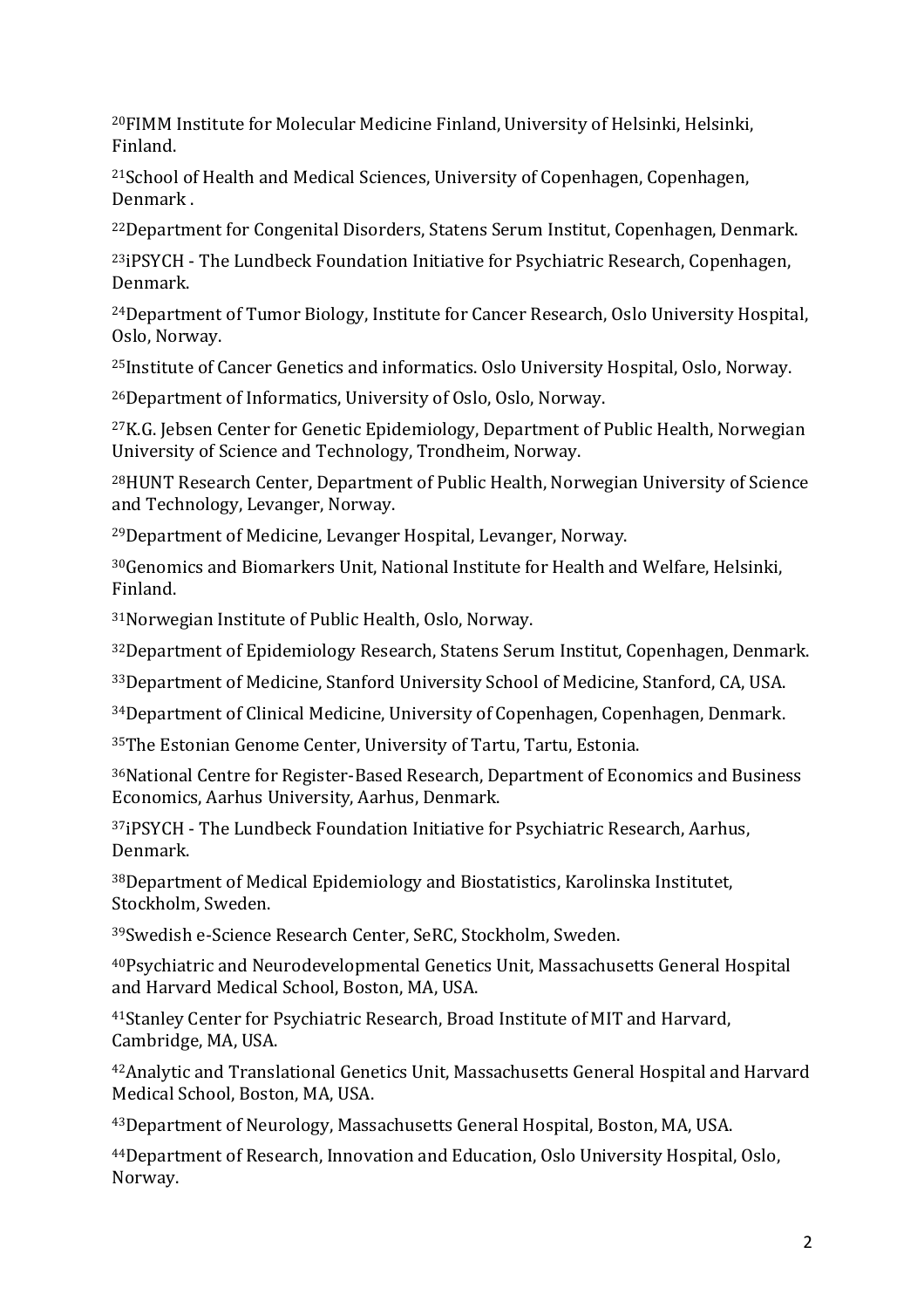[20]FIMM Institute for Molecular Medicine Finland, University of Helsinki, Helsinki, Finland.

[21]School of Health and Medical Sciences, University of Copenhagen, Copenhagen, Denmark .

[22]Department for Congenital Disorders, Statens Serum Institut, Copenhagen, Denmark.

[23]iPSYCH - The Lundbeck Foundation Initiative for Psychiatric Research, Copenhagen, Denmark.

[24]Department of Tumor Biology, Institute for Cancer Research, Oslo University Hospital, Oslo, Norway.

[25]Institute of Cancer Genetics and informatics. Oslo University Hospital, Oslo, Norway.

[26]Department of Informatics, University of Oslo, Oslo, Norway.

[27]K.G. Jebsen Center for Genetic Epidemiology, Department of Public Health, Norwegian University of Science and Technology, Trondheim, Norway.

[28]HUNT Research Center, Department of Public Health, Norwegian University of Science and Technology, Levanger, Norway.

[29]Department of Medicine, Levanger Hospital, Levanger, Norway.

[30]Genomics and Biomarkers Unit, National Institute for Health and Welfare, Helsinki, Finland.

[31]Norwegian Institute of Public Health, Oslo, Norway.

[32]Department of Epidemiology Research, Statens Serum Institut, Copenhagen, Denmark.

[33]Department of Medicine, Stanford University School of Medicine, Stanford, CA, USA.

[34]Department of Clinical Medicine, University of Copenhagen, Copenhagen, Denmark.

[35]The Estonian Genome Center, University of Tartu, Tartu, Estonia.

[36]National Centre for Register-Based Research, Department of Economics and Business Economics, Aarhus University, Aarhus, Denmark.

[37]iPSYCH - The Lundbeck Foundation Initiative for Psychiatric Research, Aarhus, Denmark.

[38]Department of Medical Epidemiology and Biostatistics, Karolinska Institutet, Stockholm, Sweden.

[39]Swedish e-Science Research Center, SeRC, Stockholm, Sweden.

[40]Psychiatric and Neurodevelopmental Genetics Unit, Massachusetts General Hospital and Harvard Medical School, Boston, MA, USA.

[41]Stanley Center for Psychiatric Research, Broad Institute of MIT and Harvard, Cambridge, MA, USA.

[42]Analytic and Translational Genetics Unit, Massachusetts General Hospital and Harvard Medical School, Boston, MA, USA.

[43]Department of Neurology, Massachusetts General Hospital, Boston, MA, USA.

[44]Department of Research, Innovation and Education, Oslo University Hospital, Oslo, Norway.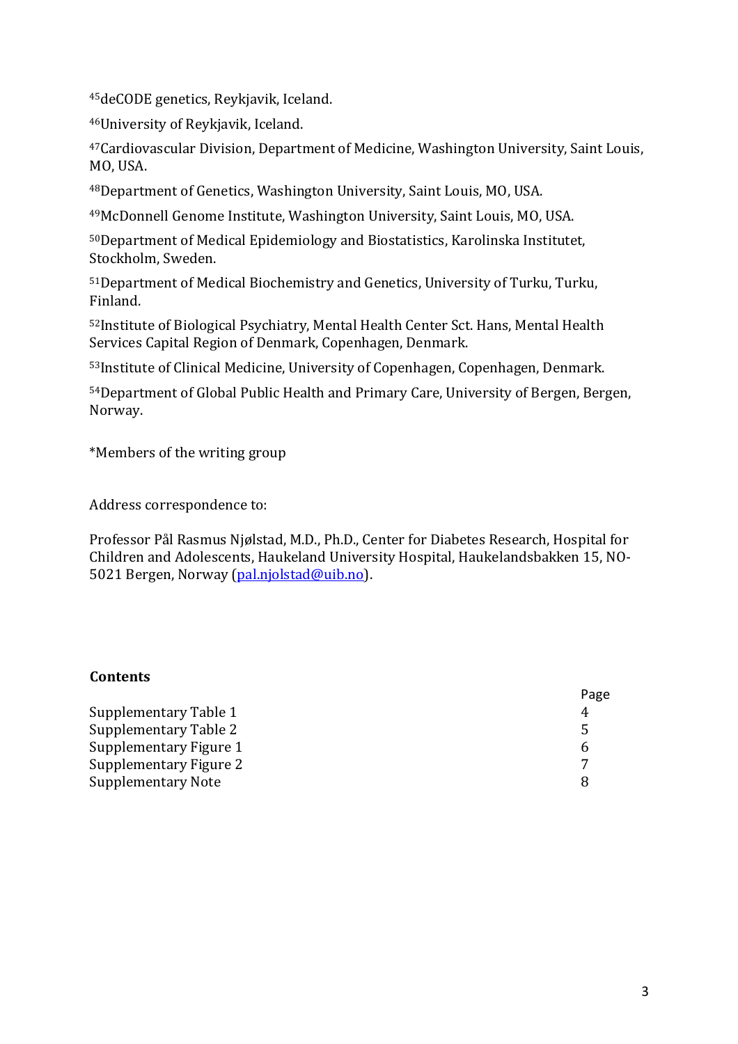[45]deCODE genetics, Reykjavik, Iceland.

[46]University of Reykjavik, Iceland.

[47]Cardiovascular Division, Department of Medicine, Washington University, Saint Louis, MO, USA.

[48]Department of Genetics, Washington University, Saint Louis, MO, USA.

[49]McDonnell Genome Institute, Washington University, Saint Louis, MO, USA.

[50]Department of Medical Epidemiology and Biostatistics, Karolinska Institutet, Stockholm, Sweden.

[51]Department of Medical Biochemistry and Genetics, University of Turku, Turku, Finland.

[52]Institute of Biological Psychiatry, Mental Health Center Sct. Hans, Mental Health Services Capital Region of Denmark, Copenhagen, Denmark.

[53]Institute of Clinical Medicine, University of Copenhagen, Copenhagen, Denmark.

[54]Department of Global Public Health and Primary Care, University of Bergen, Bergen, Norway.

*Members of the writing group

Address correspondence to:

Professor Pål Rasmus Njølstad, M.D., Ph.D., Center for Diabetes Research, Hospital for Children and Adolescents, Haukeland University Hospital, Haukelandsbakken 15, NO-5021 Bergen, Norway (pal.njolstad@uib.no).

**Contents**

| | Page |
|---|---|
| Supplementary Table 1 | 4 |
| Supplementary Table 2 | 5 |
| Supplementary Figure 1 | 6 |
| Supplementary Figure 2 | 7 |
| Supplementary Note | 8 |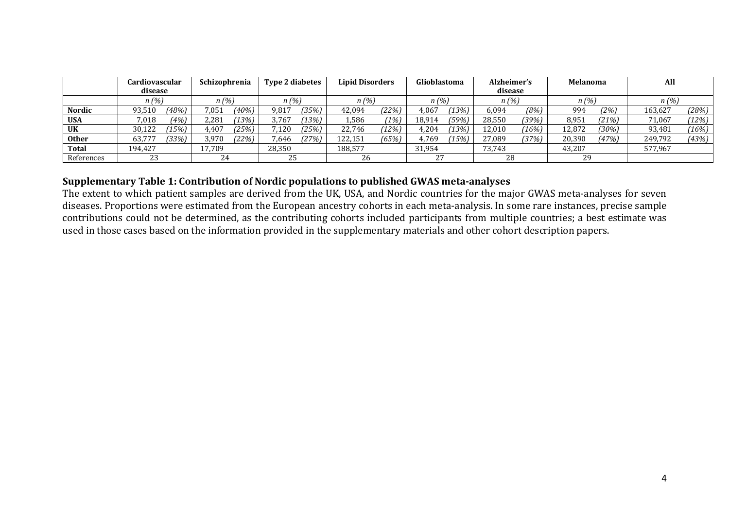| | Cardiovascular disease | | Schizophrenia | | Type 2 diabetes | | Lipid Disorders | | Glioblastoma | | Alzheimer's disease | | Melanoma | | All | |
|---|---|---|---|---|---|---|---|---|---|---|---|---|---|---|---|---|
| | *n (%)* | | *n (%)* | | *n (%)* | | *n (%)* | | *n (%)* | | *n (%)* | | *n (%)* | | *n (%)* | |
| **Nordic** | 93,510 | *(48%)* | 7,051 | *(40%)* | 9,817 | *(35%)* | 42,094 | *(22%)* | 4,067 | *(13%)* | 6,094 | *(8%)* | 994 | *(2%)* | 163,627 | *(28%)* |
| **USA** | 7,018 | *(4%)* | 2,281 | *(13%)* | 3,767 | *(13%)* | 1,586 | *(1%)* | 18,914 | *(59%)* | 28,550 | *(39%)* | 8,951 | *(21%)* | 71,067 | *(12%)* |
| **UK** | 30,122 | *(15%)* | 4,407 | *(25%)* | 7,120 | *(25%)* | 22,746 | *(12%)* | 4,204 | *(13%)* | 12,010 | *(16%)* | 12,872 | *(30%)* | 93,481 | *(16%)* |
| **Other** | 63,777 | *(33%)* | 3,970 | *(22%)* | 7,646 | *(27%)* | 122,151 | *(65%)* | 4,769 | *(15%)* | 27,089 | *(37%)* | 20,390 | *(47%)* | 249,792 | *(43%)* |
| **Total** | 194,427 | | 17,709 | | 28,350 | | 188,577 | | 31,954 | | 73,743 | | 43,207 | | 577,967 | |
| References | 23 | | 24 | | 25 | | 26 | | 27 | | 28 | | 29 | | | |

**Supplementary Table 1: Contribution of Nordic populations to published GWAS meta-analyses**

The extent to which patient samples are derived from the UK, USA, and Nordic countries for the major GWAS meta-analyses for seven diseases. Proportions were estimated from the European ancestry cohorts in each meta-analysis. In some rare instances, precise sample contributions could not be determined, as the contributing cohorts included participants from multiple countries; a best estimate was used in those cases based on the information provided in the supplementary materials and other cohort description papers.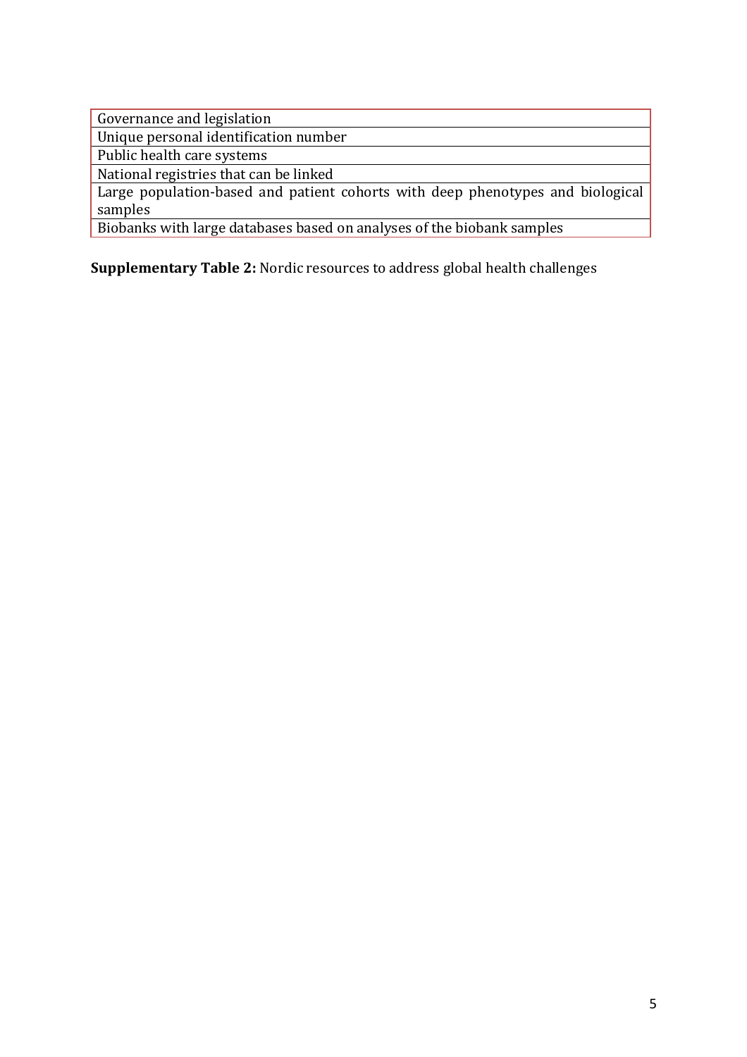| Governance and legislation |
| --- |
| Unique personal identification number |
| Public health care systems |
| National registries that can be linked |
| Large population-based and patient cohorts with deep phenotypes and biological samples |
| Biobanks with large databases based on analyses of the biobank samples |

**Supplementary Table 2:** Nordic resources to address global health challenges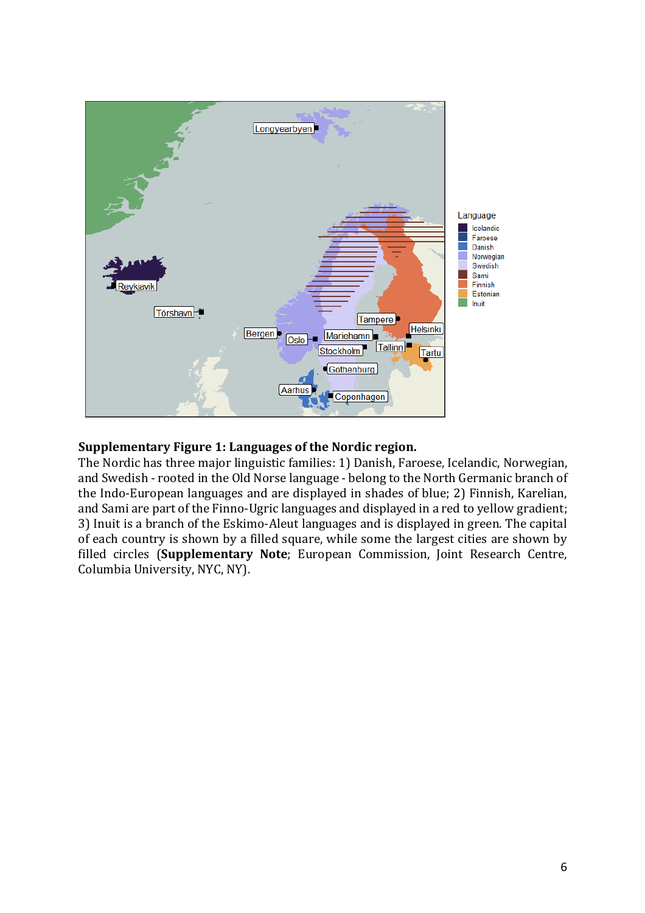**Supplementary Figure 1: Languages of the Nordic region.**

The Nordic has three major linguistic families: 1) Danish, Faroese, Icelandic, Norwegian, and Swedish - rooted in the Old Norse language - belong to the North Germanic branch of the Indo-European languages and are displayed in shades of blue; 2) Finnish, Karelian, and Sami are part of the Finno-Ugric languages and displayed in a red to yellow gradient; 3) Inuit is a branch of the Eskimo-Aleut languages and is displayed in green. The capital of each country is shown by a filled square, while some the largest cities are shown by filled circles (**Supplementary Note**; European Commission, Joint Research Centre, Columbia University, NYC, NY).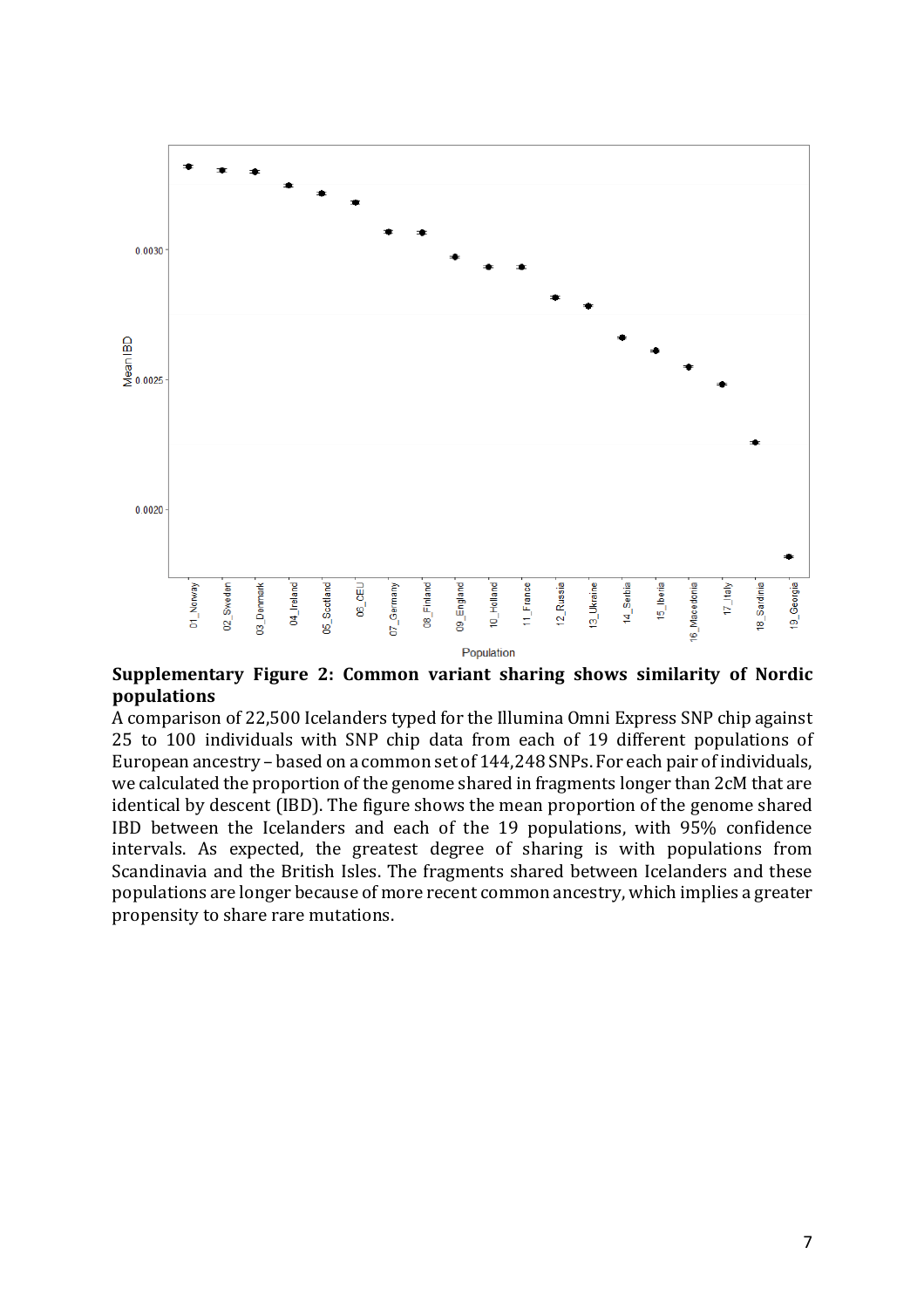**Supplementary Figure 2: Common variant sharing shows similarity of Nordic populations**

A comparison of 22,500 Icelanders typed for the Illumina Omni Express SNP chip against 25 to 100 individuals with SNP chip data from each of 19 different populations of European ancestry – based on a common set of 144,248 SNPs. For each pair of individuals, we calculated the proportion of the genome shared in fragments longer than 2cM that are identical by descent (IBD). The figure shows the mean proportion of the genome shared IBD between the Icelanders and each of the 19 populations, with 95% confidence intervals. As expected, the greatest degree of sharing is with populations from Scandinavia and the British Isles. The fragments shared between Icelanders and these populations are longer because of more recent common ancestry, which implies a greater propensity to share rare mutations.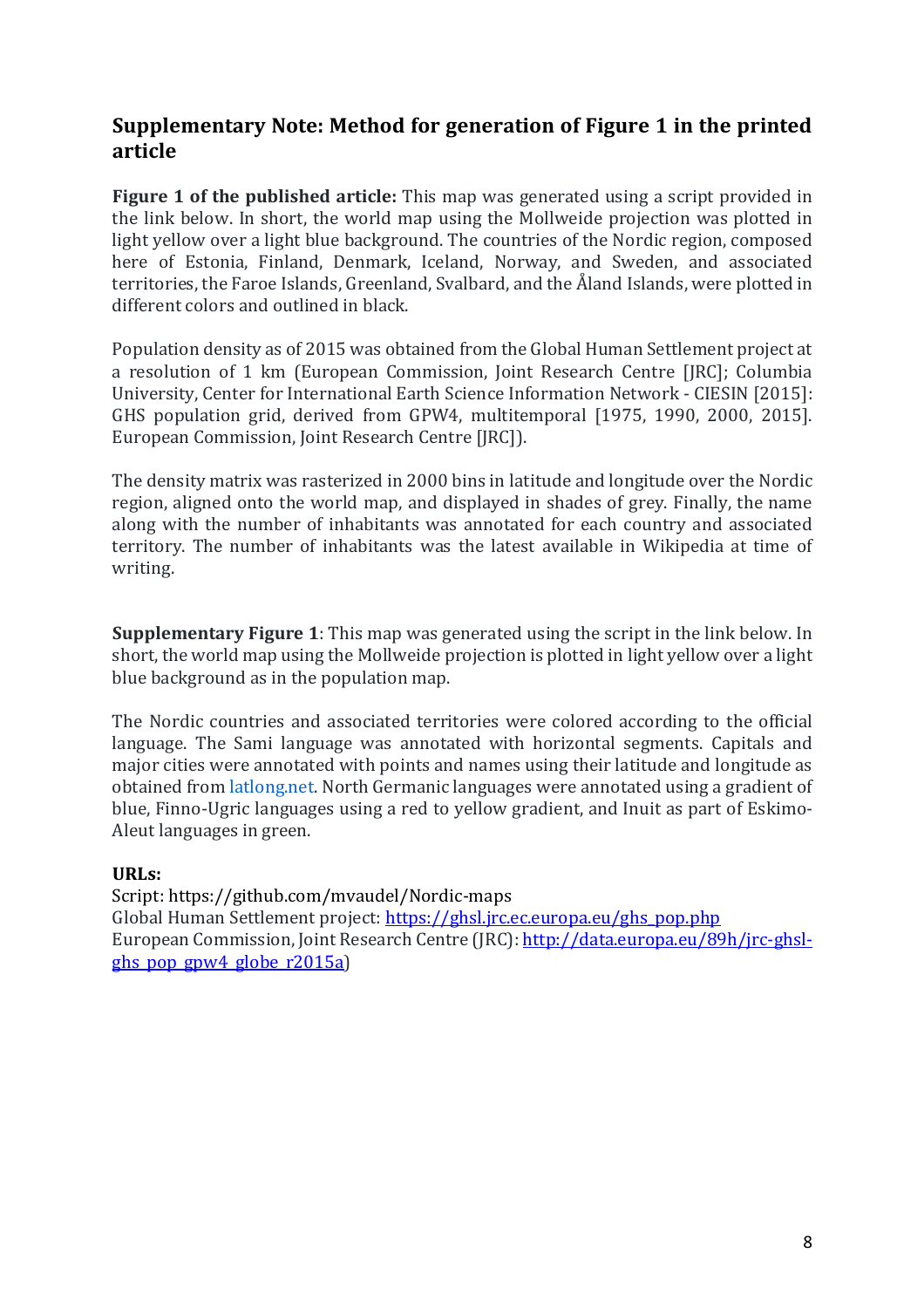## Supplementary Note: Method for generation of Figure 1 in the printed article

**Figure 1 of the published article:** This map was generated using a script provided in the link below. In short, the world map using the Mollweide projection was plotted in light yellow over a light blue background. The countries of the Nordic region, composed here of Estonia, Finland, Denmark, Iceland, Norway, and Sweden, and associated territories, the Faroe Islands, Greenland, Svalbard, and the Åland Islands, were plotted in different colors and outlined in black.

Population density as of 2015 was obtained from the Global Human Settlement project at a resolution of 1 km (European Commission, Joint Research Centre [JRC]; Columbia University, Center for International Earth Science Information Network - CIESIN [2015]: GHS population grid, derived from GPW4, multitemporal [1975, 1990, 2000, 2015]. European Commission, Joint Research Centre [JRC]).

The density matrix was rasterized in 2000 bins in latitude and longitude over the Nordic region, aligned onto the world map, and displayed in shades of grey. Finally, the name along with the number of inhabitants was annotated for each country and associated territory. The number of inhabitants was the latest available in Wikipedia at time of writing.

**Supplementary Figure 1**: This map was generated using the script in the link below. In short, the world map using the Mollweide projection is plotted in light yellow over a light blue background as in the population map.

The Nordic countries and associated territories were colored according to the official language. The Sami language was annotated with horizontal segments. Capitals and major cities were annotated with points and names using their latitude and longitude as obtained from latlong.net. North Germanic languages were annotated using a gradient of blue, Finno-Ugric languages using a red to yellow gradient, and Inuit as part of Eskimo-Aleut languages in green.

**URLs:**

Script: https://github.com/mvaudel/Nordic-maps
Global Human Settlement project: https://ghsl.jrc.ec.europa.eu/ghs_pop.php
European Commission, Joint Research Centre (JRC): http://data.europa.eu/89h/jrc-ghsl-ghs_pop_gpw4_globe_r2015a)